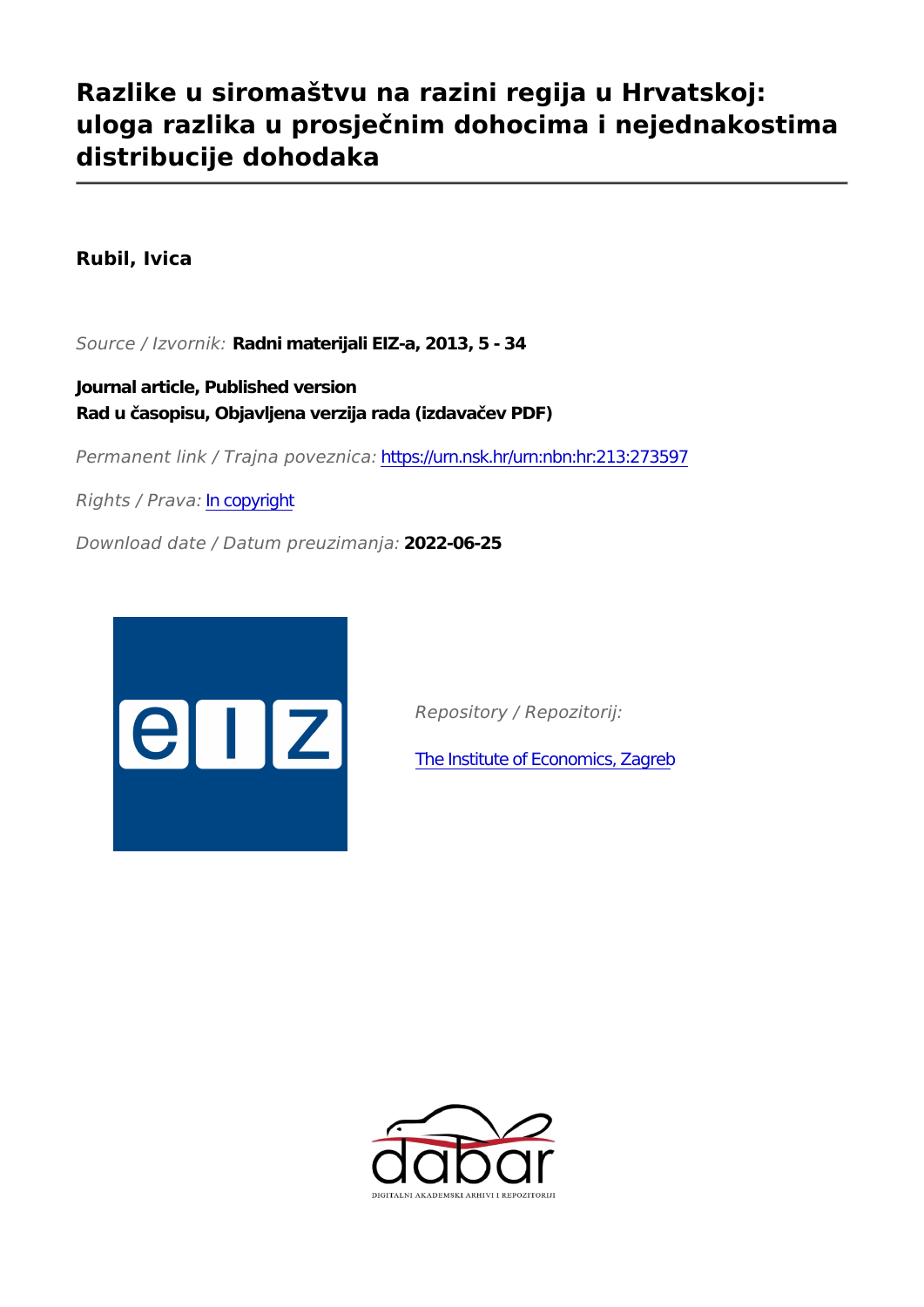# Razlike u siromaštvu na razini regija u Hrvatskoj: uloga razlika u prosječnim dohocima i nejednakostima distribucije dohodaka

**Rubil, Ivica**

*Source / Izvornik:* **Radni materijali EIZ-a, 2013, 5 - 34**

**Journal article, Published version**
**Rad u časopisu, Objavljena verzija rada (izdavačev PDF)**

*Permanent link / Trajna poveznica:* https://urn.nsk.hr/urn:nbn:hr:213:273597

*Rights / Prava:* In copyright

*Download date / Datum preuzimanja:* **2022-06-25**

*Repository / Repozitorij:*

The Institute of Economics, Zagreb

DIGITALNI AKADEMSKI ARHIVI I REPOZITORIJI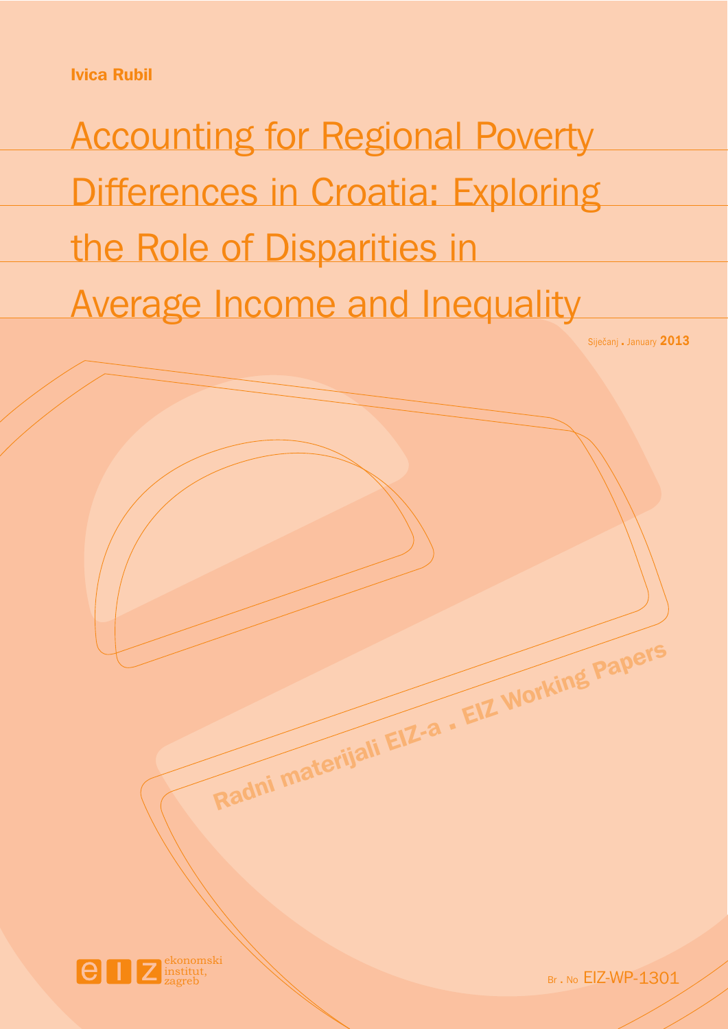Ivica Rubil

# Accounting for Regional Poverty Differences in Croatia: Exploring the Role of Disparities in Average Income and Inequality

Siječanj . January **2013**

Radni materijali EIZ-a . EIZ Working Papers

ekonomski institut, zagreb

Br . No EIZ-WP-1301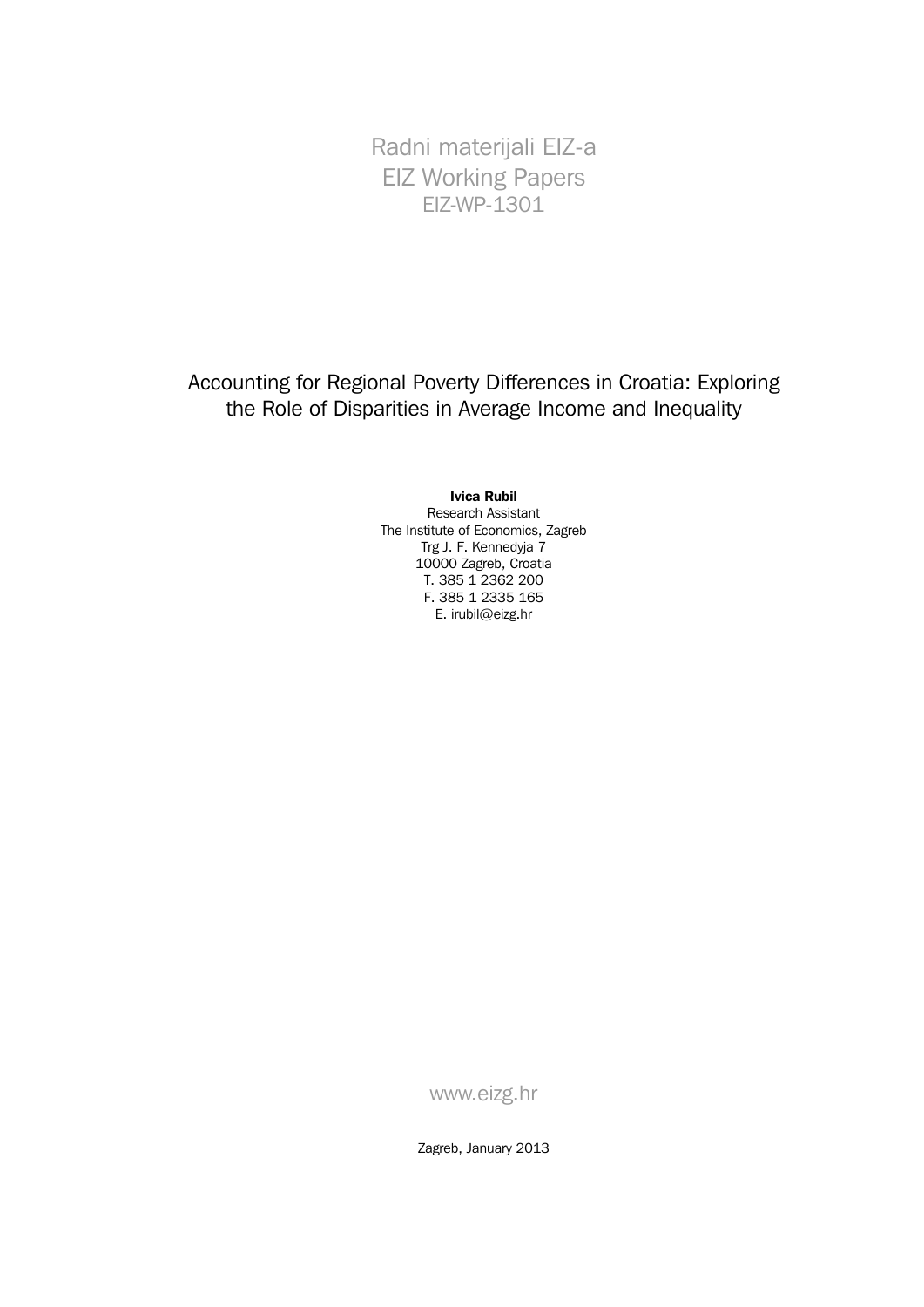Radni materijali EIZ-a
EIZ Working Papers
EIZ-WP-1301

# Accounting for Regional Poverty Differences in Croatia: Exploring the Role of Disparities in Average Income and Inequality

**Ivica Rubil**
Research Assistant
The Institute of Economics, Zagreb
Trg J. F. Kennedyja 7
10000 Zagreb, Croatia
T. 385 1 2362 200
F. 385 1 2335 165
E. irubil@eizg.hr

www.eizg.hr

Zagreb, January 2013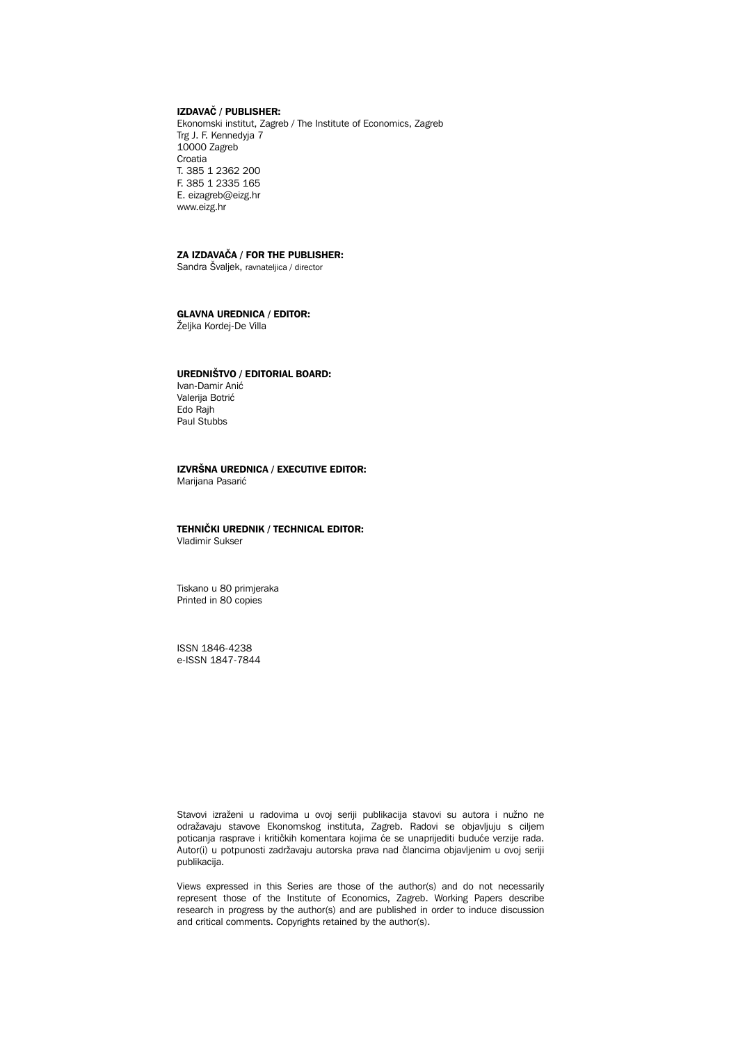**IZDAVAČ / PUBLISHER:**

Ekonomski institut, Zagreb / The Institute of Economics, Zagreb
Trg J. F. Kennedyja 7
10000 Zagreb
Croatia
T. 385 1 2362 200
F. 385 1 2335 165
E. eizagreb@eizg.hr
www.eizg.hr

**ZA IZDAVAČA / FOR THE PUBLISHER:**

Sandra Švaljek, ravnateljica / director

**GLAVNA UREDNICA / EDITOR:**

Željka Kordej-De Villa

**UREDNIŠTVO / EDITORIAL BOARD:**

Ivan-Damir Anić
Valerija Botrić
Edo Rajh
Paul Stubbs

**IZVRŠNA UREDNICA / EXECUTIVE EDITOR:**

Marijana Pasarić

**TEHNIČKI UREDNIK / TECHNICAL EDITOR:**

Vladimir Sukser

Tiskano u 80 primjeraka
Printed in 80 copies

ISSN 1846-4238
e-ISSN 1847-7844

Stavovi izraženi u radovima u ovoj seriji publikacija stavovi su autora i nužno ne odražavaju stavove Ekonomskog instituta, Zagreb. Radovi se objavljuju s ciljem poticanja rasprave i kritičkih komentara kojima će se unaprijediti buduće verzije rada. Autor(i) u potpunosti zadržavaju autorska prava nad člancima objavljenim u ovoj seriji publikacija.

Views expressed in this Series are those of the author(s) and do not necessarily represent those of the Institute of Economics, Zagreb. Working Papers describe research in progress by the author(s) and are published in order to induce discussion and critical comments. Copyrights retained by the author(s).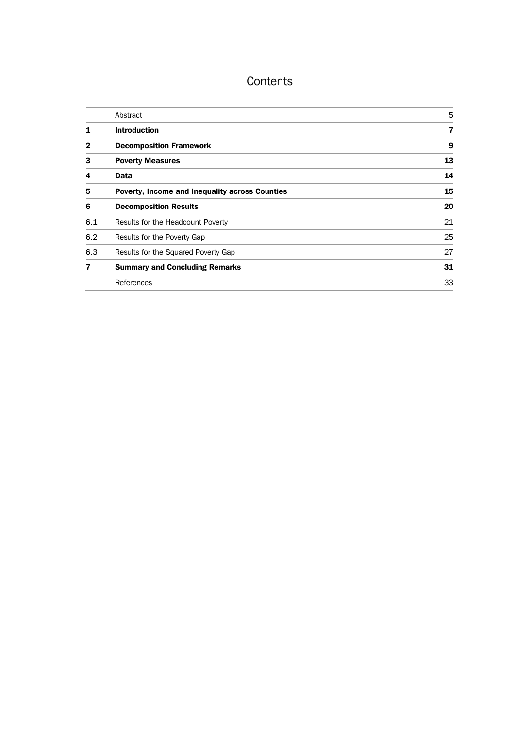# Contents

| | | |
|---|---|---|
| | Abstract | 5 |
| **1** | **Introduction** | **7** |
| **2** | **Decomposition Framework** | **9** |
| **3** | **Poverty Measures** | **13** |
| **4** | **Data** | **14** |
| **5** | **Poverty, Income and Inequality across Counties** | **15** |
| **6** | **Decomposition Results** | **20** |
| 6.1 | Results for the Headcount Poverty | 21 |
| 6.2 | Results for the Poverty Gap | 25 |
| 6.3 | Results for the Squared Poverty Gap | 27 |
| **7** | **Summary and Concluding Remarks** | **31** |
| | References | 33 |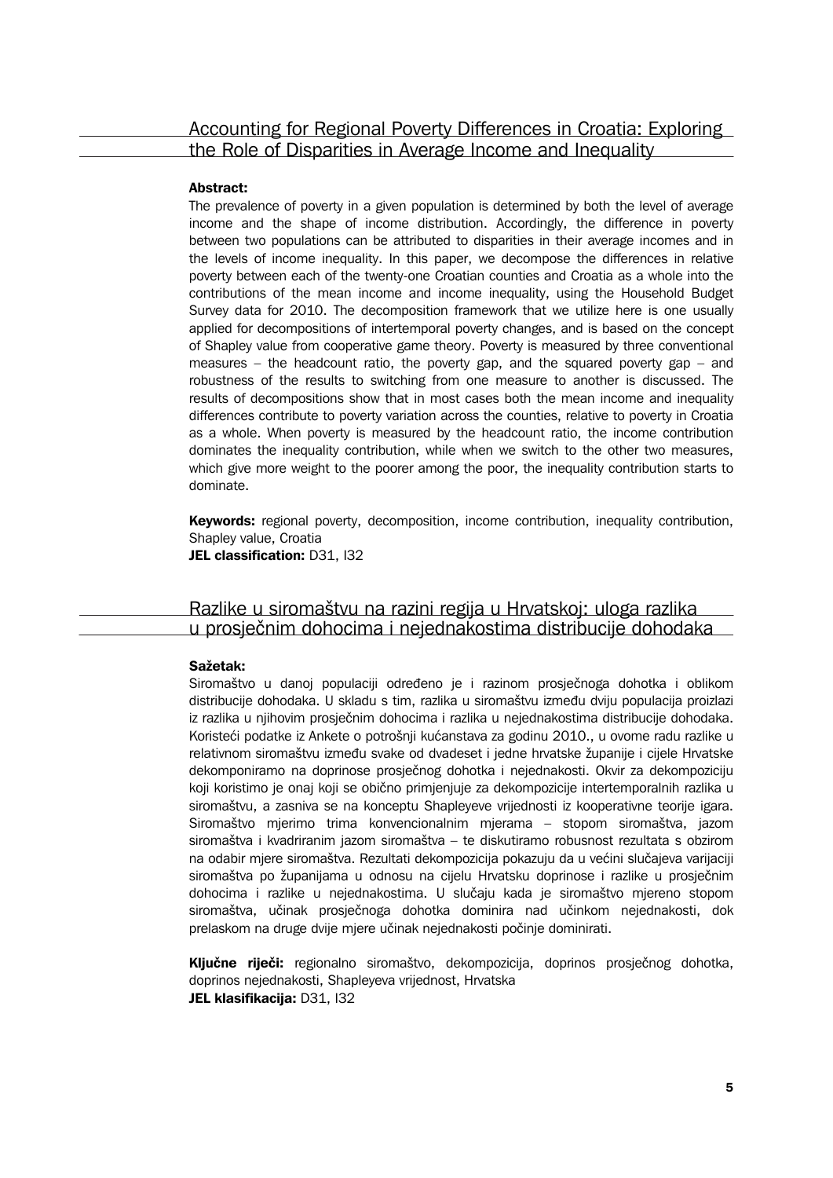## Accounting for Regional Poverty Differences in Croatia: Exploring the Role of Disparities in Average Income and Inequality

**Abstract:**

The prevalence of poverty in a given population is determined by both the level of average income and the shape of income distribution. Accordingly, the difference in poverty between two populations can be attributed to disparities in their average incomes and in the levels of income inequality. In this paper, we decompose the differences in relative poverty between each of the twenty-one Croatian counties and Croatia as a whole into the contributions of the mean income and income inequality, using the Household Budget Survey data for 2010. The decomposition framework that we utilize here is one usually applied for decompositions of intertemporal poverty changes, and is based on the concept of Shapley value from cooperative game theory. Poverty is measured by three conventional measures – the headcount ratio, the poverty gap, and the squared poverty gap – and robustness of the results to switching from one measure to another is discussed. The results of decompositions show that in most cases both the mean income and inequality differences contribute to poverty variation across the counties, relative to poverty in Croatia as a whole. When poverty is measured by the headcount ratio, the income contribution dominates the inequality contribution, while when we switch to the other two measures, which give more weight to the poorer among the poor, the inequality contribution starts to dominate.

**Keywords:** regional poverty, decomposition, income contribution, inequality contribution, Shapley value, Croatia
**JEL classification:** D31, I32

## Razlike u siromaštvu na razini regija u Hrvatskoj: uloga razlika u prosječnim dohocima i nejednakostima distribucije dohodaka

**Sažetak:**

Siromaštvo u danoj populaciji određeno je i razinom prosječnoga dohotka i oblikom distribucije dohodaka. U skladu s tim, razlika u siromaštvu između dviju populacija proizlazi iz razlika u njihovim prosječnim dohocima i razlika u nejednakostima distribucije dohodaka. Koristeći podatke iz Ankete o potrošnji kućanstava za godinu 2010., u ovome radu razlike u relativnom siromaštvu između svake od dvadeset i jedne hrvatske županije i cijele Hrvatske dekomponiramo na doprinose prosječnog dohotka i nejednakosti. Okvir za dekompoziciju koji koristimo je onaj koji se obično primjenjuje za dekompozicije intertemporalnih razlika u siromaštvu, a zasniva se na konceptu Shapleyeve vrijednosti iz kooperativne teorije igara. Siromaštvo mjerimo trima konvencionalnim mjerama – stopom siromaštva, jazom siromaštva i kvadriranim jazom siromaštva – te diskutiramo robusnost rezultata s obzirom na odabir mjere siromaštva. Rezultati dekompozicija pokazuju da u većini slučajeva varijaciji siromaštva po županijama u odnosu na cijelu Hrvatsku doprinose i razlike u prosječnim dohocima i razlike u nejednakostima. U slučaju kada je siromaštvo mjereno stopom siromaštva, učinak prosječnoga dohotka dominira nad učinkom nejednakosti, dok prelaskom na druge dvije mjere učinak nejednakosti počinje dominirati.

**Ključne riječi:** regionalno siromaštvo, dekompozicija, doprinos prosječnog dohotka, doprinos nejednakosti, Shapleyeva vrijednost, Hrvatska
**JEL klasifikacija:** D31, I32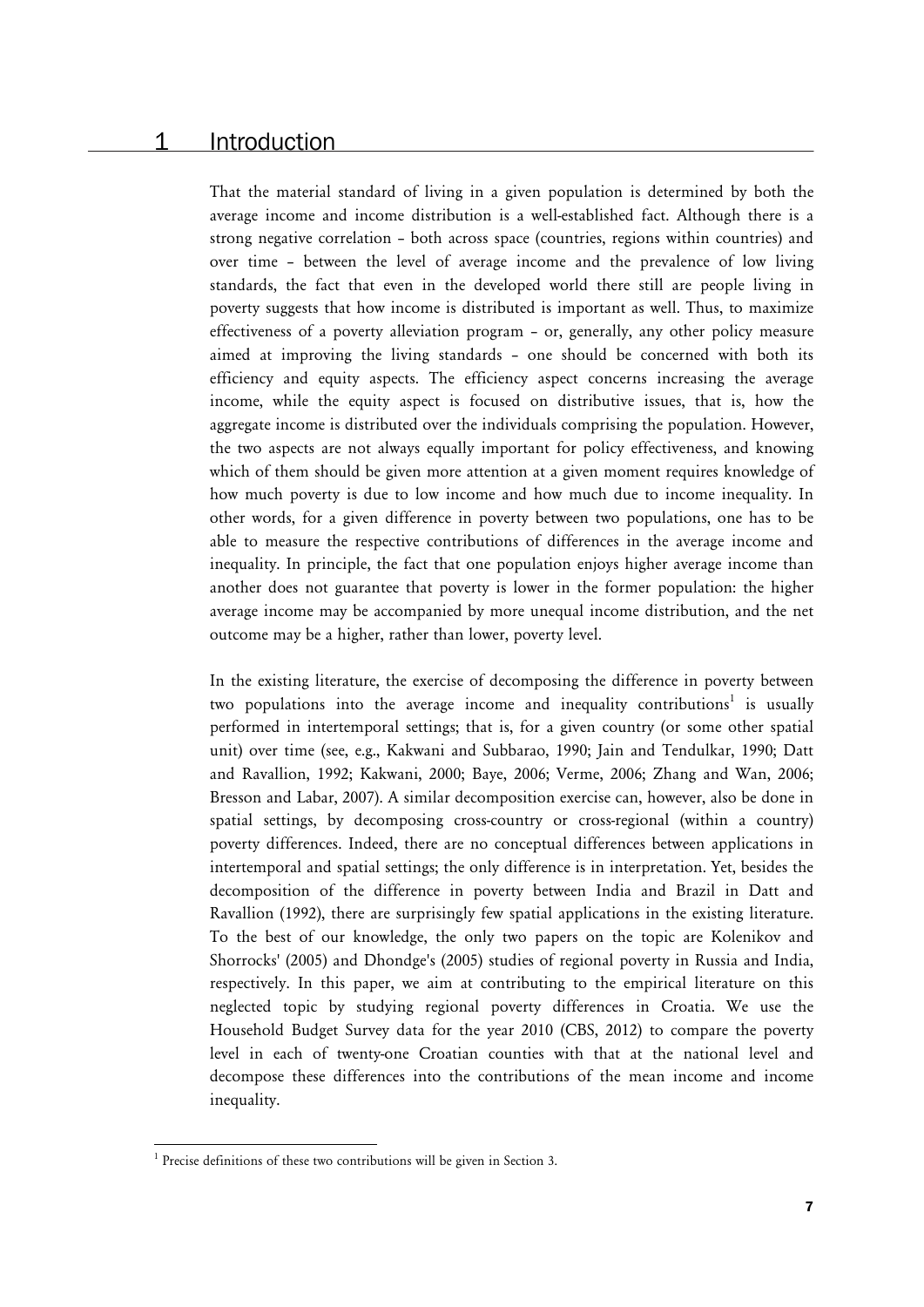# 1 Introduction

That the material standard of living in a given population is determined by both the average income and income distribution is a well-established fact. Although there is a strong negative correlation – both across space (countries, regions within countries) and over time – between the level of average income and the prevalence of low living standards, the fact that even in the developed world there still are people living in poverty suggests that how income is distributed is important as well. Thus, to maximize effectiveness of a poverty alleviation program – or, generally, any other policy measure aimed at improving the living standards – one should be concerned with both its efficiency and equity aspects. The efficiency aspect concerns increasing the average income, while the equity aspect is focused on distributive issues, that is, how the aggregate income is distributed over the individuals comprising the population. However, the two aspects are not always equally important for policy effectiveness, and knowing which of them should be given more attention at a given moment requires knowledge of how much poverty is due to low income and how much due to income inequality. In other words, for a given difference in poverty between two populations, one has to be able to measure the respective contributions of differences in the average income and inequality. In principle, the fact that one population enjoys higher average income than another does not guarantee that poverty is lower in the former population: the higher average income may be accompanied by more unequal income distribution, and the net outcome may be a higher, rather than lower, poverty level.

In the existing literature, the exercise of decomposing the difference in poverty between two populations into the average income and inequality contributions[1] is usually performed in intertemporal settings; that is, for a given country (or some other spatial unit) over time (see, e.g., Kakwani and Subbarao, 1990; Jain and Tendulkar, 1990; Datt and Ravallion, 1992; Kakwani, 2000; Baye, 2006; Verme, 2006; Zhang and Wan, 2006; Bresson and Labar, 2007). A similar decomposition exercise can, however, also be done in spatial settings, by decomposing cross-country or cross-regional (within a country) poverty differences. Indeed, there are no conceptual differences between applications in intertemporal and spatial settings; the only difference is in interpretation. Yet, besides the decomposition of the difference in poverty between India and Brazil in Datt and Ravallion (1992), there are surprisingly few spatial applications in the existing literature. To the best of our knowledge, the only two papers on the topic are Kolenikov and Shorrocks' (2005) and Dhongde's (2005) studies of regional poverty in Russia and India, respectively. In this paper, we aim at contributing to the empirical literature on this neglected topic by studying regional poverty differences in Croatia. We use the Household Budget Survey data for the year 2010 (CBS, 2012) to compare the poverty level in each of twenty-one Croatian counties with that at the national level and decompose these differences into the contributions of the mean income and income inequality.

[1] Precise definitions of these two contributions will be given in Section 3.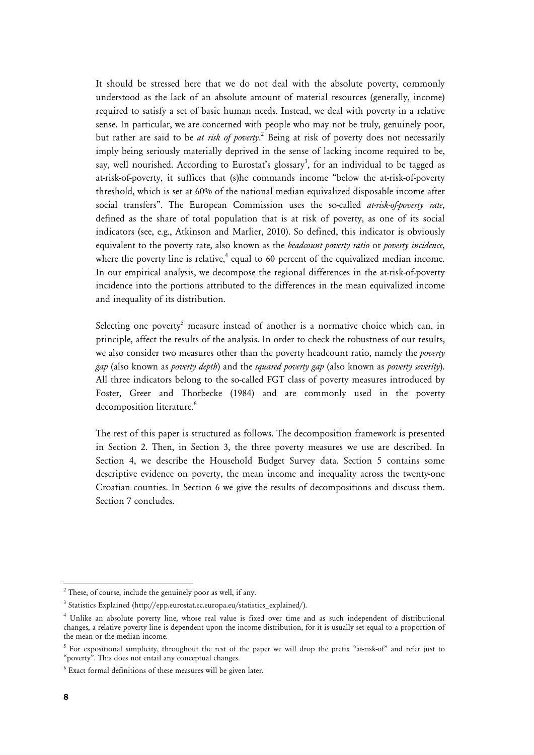It should be stressed here that we do not deal with the absolute poverty, commonly understood as the lack of an absolute amount of material resources (generally, income) required to satisfy a set of basic human needs. Instead, we deal with poverty in a relative sense. In particular, we are concerned with people who may not be truly, genuinely poor, but rather are said to be *at risk of poverty*.[2] Being at risk of poverty does not necessarily imply being seriously materially deprived in the sense of lacking income required to be, say, well nourished. According to Eurostat's glossary[3], for an individual to be tagged as at-risk-of-poverty, it suffices that (s)he commands income "below the at-risk-of-poverty threshold, which is set at 60% of the national median equivalized disposable income after social transfers". The European Commission uses the so-called *at-risk-of-poverty rate*, defined as the share of total population that is at risk of poverty, as one of its social indicators (see, e.g., Atkinson and Marlier, 2010). So defined, this indicator is obviously equivalent to the poverty rate, also known as the *headcount poverty ratio* or *poverty incidence*, where the poverty line is relative,[4] equal to 60 percent of the equivalized median income. In our empirical analysis, we decompose the regional differences in the at-risk-of-poverty incidence into the portions attributed to the differences in the mean equivalized income and inequality of its distribution.

Selecting one poverty[5] measure instead of another is a normative choice which can, in principle, affect the results of the analysis. In order to check the robustness of our results, we also consider two measures other than the poverty headcount ratio, namely the *poverty gap* (also known as *poverty depth*) and the *squared poverty gap* (also known as *poverty severity*). All three indicators belong to the so-called FGT class of poverty measures introduced by Foster, Greer and Thorbecke (1984) and are commonly used in the poverty decomposition literature.[6]

The rest of this paper is structured as follows. The decomposition framework is presented in Section 2. Then, in Section 3, the three poverty measures we use are described. In Section 4, we describe the Household Budget Survey data. Section 5 contains some descriptive evidence on poverty, the mean income and inequality across the twenty-one Croatian counties. In Section 6 we give the results of decompositions and discuss them. Section 7 concludes.

---

[2] These, of course, include the genuinely poor as well, if any.

[3] Statistics Explained (http://epp.eurostat.ec.europa.eu/statistics_explained/).

[4] Unlike an absolute poverty line, whose real value is fixed over time and as such independent of distributional changes, a relative poverty line is dependent upon the income distribution, for it is usually set equal to a proportion of the mean or the median income.

[5] For expositional simplicity, throughout the rest of the paper we will drop the prefix "at-risk-of" and refer just to "poverty". This does not entail any conceptual changes.

[6] Exact formal definitions of these measures will be given later.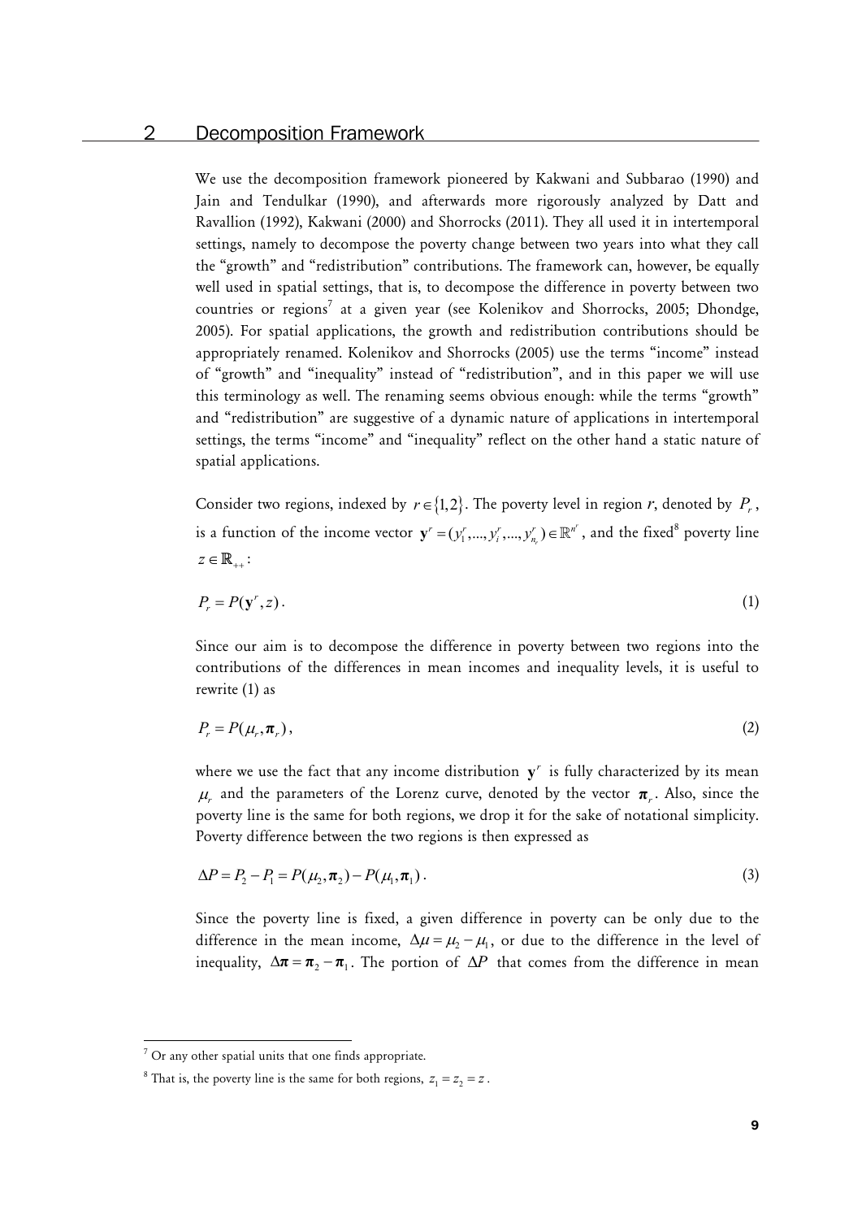## 2 Decomposition Framework

We use the decomposition framework pioneered by Kakwani and Subbarao (1990) and Jain and Tendulkar (1990), and afterwards more rigorously analyzed by Datt and Ravallion (1992), Kakwani (2000) and Shorrocks (2011). They all used it in intertemporal settings, namely to decompose the poverty change between two years into what they call the "growth" and "redistribution" contributions. The framework can, however, be equally well used in spatial settings, that is, to decompose the difference in poverty between two countries or regions[7] at a given year (see Kolenikov and Shorrocks, 2005; Dhondge, 2005). For spatial applications, the growth and redistribution contributions should be appropriately renamed. Kolenikov and Shorrocks (2005) use the terms "income" instead of "growth" and "inequality" instead of "redistribution", and in this paper we will use this terminology as well. The renaming seems obvious enough: while the terms "growth" and "redistribution" are suggestive of a dynamic nature of applications in intertemporal settings, the terms "income" and "inequality" reflect on the other hand a static nature of spatial applications.

Consider two regions, indexed by $r \in \{1,2\}$. The poverty level in region *r*, denoted by $P_r$, is a function of the income vector $\mathbf{y}^r = (y_1^r,...,y_i^r,...,y_{n_r}^r) \in \mathbb{R}^{n^r}$, and the fixed[8] poverty line $z \in \mathbb{R}_{++}$:

$$P_r = P(\mathbf{y}^r, z). \tag{1}$$

Since our aim is to decompose the difference in poverty between two regions into the contributions of the differences in mean incomes and inequality levels, it is useful to rewrite (1) as

$$P_r = P(\mu_r, \boldsymbol{\pi}_r), \tag{2}$$

where we use the fact that any income distribution $\mathbf{y}^r$ is fully characterized by its mean $\mu_r$ and the parameters of the Lorenz curve, denoted by the vector $\boldsymbol{\pi}_r$. Also, since the poverty line is the same for both regions, we drop it for the sake of notational simplicity. Poverty difference between the two regions is then expressed as

$$\Delta P = P_2 - P_1 = P(\mu_2, \boldsymbol{\pi}_2) - P(\mu_1, \boldsymbol{\pi}_1). \tag{3}$$

Since the poverty line is fixed, a given difference in poverty can be only due to the difference in the mean income, $\Delta\mu = \mu_2 - \mu_1$, or due to the difference in the level of inequality, $\Delta\boldsymbol{\pi} = \boldsymbol{\pi}_2 - \boldsymbol{\pi}_1$. The portion of $\Delta P$ that comes from the difference in mean

---

[7] Or any other spatial units that one finds appropriate.

[8] That is, the poverty line is the same for both regions, $z_1 = z_2 = z$.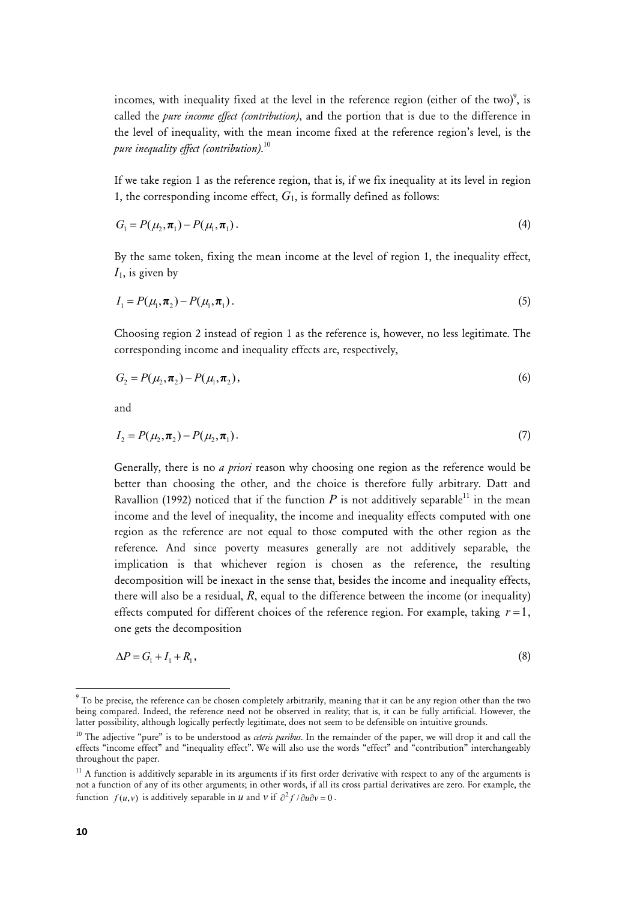incomes, with inequality fixed at the level in the reference region (either of the two)[9], is called the *pure income effect (contribution)*, and the portion that is due to the difference in the level of inequality, with the mean income fixed at the reference region's level, is the *pure inequality effect (contribution)*.[10]

If we take region 1 as the reference region, that is, if we fix inequality at its level in region 1, the corresponding income effect, $G_1$, is formally defined as follows:

$$G_1 = P(\mu_2, \boldsymbol{\pi}_1) - P(\mu_1, \boldsymbol{\pi}_1). \tag{4}$$

By the same token, fixing the mean income at the level of region 1, the inequality effect, $I_1$, is given by

$$I_1 = P(\mu_1, \boldsymbol{\pi}_2) - P(\mu_1, \boldsymbol{\pi}_1). \tag{5}$$

Choosing region 2 instead of region 1 as the reference is, however, no less legitimate. The corresponding income and inequality effects are, respectively,

$$G_2 = P(\mu_2, \boldsymbol{\pi}_2) - P(\mu_1, \boldsymbol{\pi}_2), \tag{6}$$

and

$$I_2 = P(\mu_2, \boldsymbol{\pi}_2) - P(\mu_2, \boldsymbol{\pi}_1). \tag{7}$$

Generally, there is no *a priori* reason why choosing one region as the reference would be better than choosing the other, and the choice is therefore fully arbitrary. Datt and Ravallion (1992) noticed that if the function $P$ is not additively separable[11] in the mean income and the level of inequality, the income and inequality effects computed with one region as the reference are not equal to those computed with the other region as the reference. And since poverty measures generally are not additively separable, the implication is that whichever region is chosen as the reference, the resulting decomposition will be inexact in the sense that, besides the income and inequality effects, there will also be a residual, $R$, equal to the difference between the income (or inequality) effects computed for different choices of the reference region. For example, taking $r = 1$, one gets the decomposition

$$\Delta P = G_1 + I_1 + R_1, \tag{8}$$

---

[9] To be precise, the reference can be chosen completely arbitrarily, meaning that it can be any region other than the two being compared. Indeed, the reference need not be observed in reality; that is, it can be fully artificial. However, the latter possibility, although logically perfectly legitimate, does not seem to be defensible on intuitive grounds.

[10] The adjective "pure" is to be understood as *ceteris paribus*. In the remainder of the paper, we will drop it and call the effects "income effect" and "inequality effect". We will also use the words "effect" and "contribution" interchangeably throughout the paper.

[11] A function is additively separable in its arguments if its first order derivative with respect to any of the arguments is not a function of any of its other arguments; in other words, if all its cross partial derivatives are zero. For example, the function $f(u,v)$ is additively separable in $u$ and $v$ if $\partial^2 f / \partial u \partial v = 0$.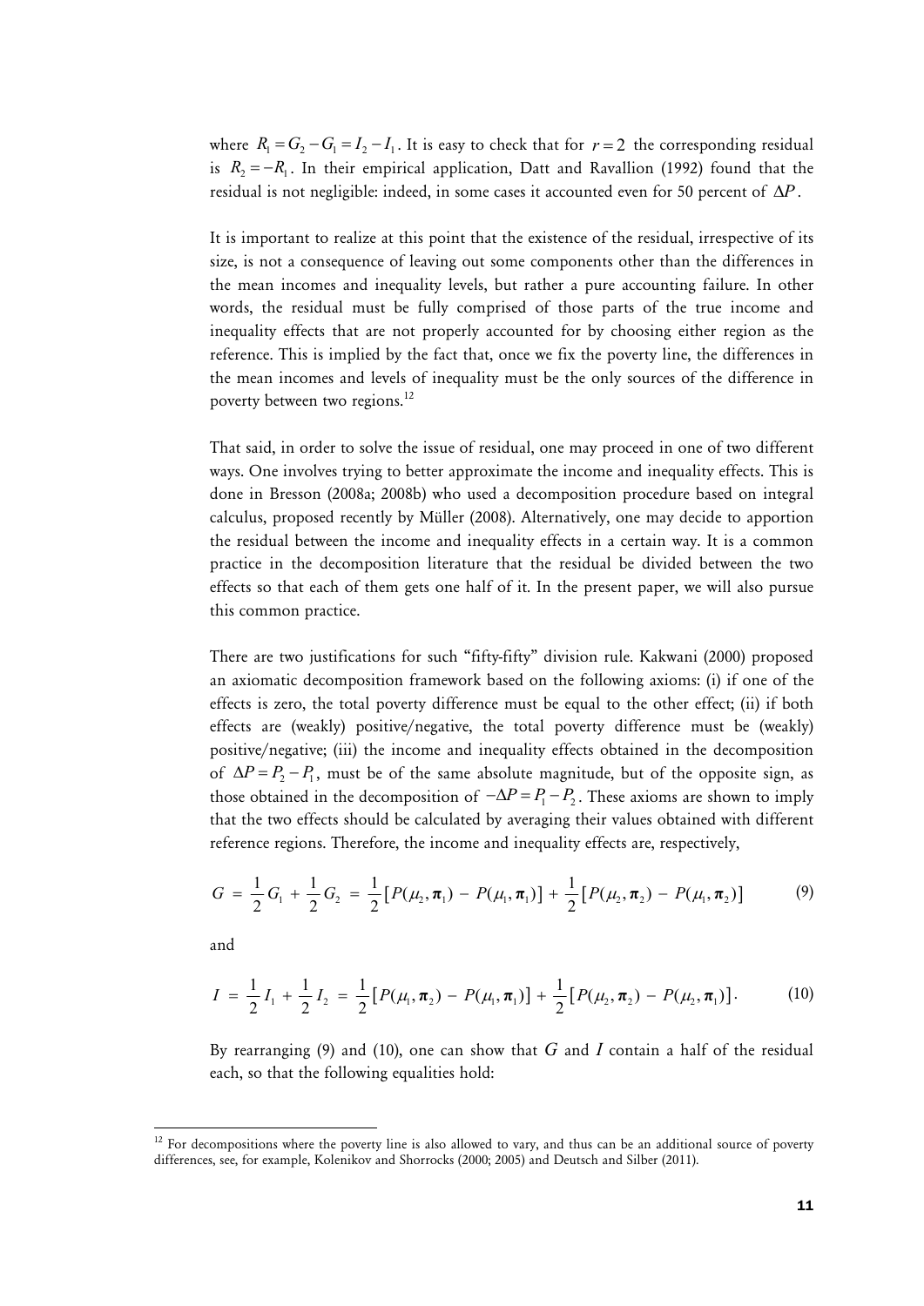where $R_1 = G_2 - G_1 = I_2 - I_1$. It is easy to check that for $r = 2$ the corresponding residual is $R_2 = -R_1$. In their empirical application, Datt and Ravallion (1992) found that the residual is not negligible: indeed, in some cases it accounted even for 50 percent of $\Delta P$.

It is important to realize at this point that the existence of the residual, irrespective of its size, is not a consequence of leaving out some components other than the differences in the mean incomes and inequality levels, but rather a pure accounting failure. In other words, the residual must be fully comprised of those parts of the true income and inequality effects that are not properly accounted for by choosing either region as the reference. This is implied by the fact that, once we fix the poverty line, the differences in the mean incomes and levels of inequality must be the only sources of the difference in poverty between two regions.[12]

That said, in order to solve the issue of residual, one may proceed in one of two different ways. One involves trying to better approximate the income and inequality effects. This is done in Bresson (2008a; 2008b) who used a decomposition procedure based on integral calculus, proposed recently by Müller (2008). Alternatively, one may decide to apportion the residual between the income and inequality effects in a certain way. It is a common practice in the decomposition literature that the residual be divided between the two effects so that each of them gets one half of it. In the present paper, we will also pursue this common practice.

There are two justifications for such "fifty-fifty" division rule. Kakwani (2000) proposed an axiomatic decomposition framework based on the following axioms: (i) if one of the effects is zero, the total poverty difference must be equal to the other effect; (ii) if both effects are (weakly) positive/negative, the total poverty difference must be (weakly) positive/negative; (iii) the income and inequality effects obtained in the decomposition of $\Delta P = P_2 - P_1$, must be of the same absolute magnitude, but of the opposite sign, as those obtained in the decomposition of $-\Delta P = P_1 - P_2$. These axioms are shown to imply that the two effects should be calculated by averaging their values obtained with different reference regions. Therefore, the income and inequality effects are, respectively,

$$G = \frac{1}{2}G_1 + \frac{1}{2}G_2 = \frac{1}{2}\left[P(\mu_2, \boldsymbol{\pi}_1) - P(\mu_1, \boldsymbol{\pi}_1)\right] + \frac{1}{2}\left[P(\mu_2, \boldsymbol{\pi}_2) - P(\mu_1, \boldsymbol{\pi}_2)\right] \tag{9}$$

and

$$I = \frac{1}{2}I_1 + \frac{1}{2}I_2 = \frac{1}{2}\left[P(\mu_1, \boldsymbol{\pi}_2) - P(\mu_1, \boldsymbol{\pi}_1)\right] + \frac{1}{2}\left[P(\mu_2, \boldsymbol{\pi}_2) - P(\mu_2, \boldsymbol{\pi}_1)\right]. \tag{10}$$

By rearranging (9) and (10), one can show that $G$ and $I$ contain a half of the residual each, so that the following equalities hold:

[12] For decompositions where the poverty line is also allowed to vary, and thus can be an additional source of poverty differences, see, for example, Kolenikov and Shorrocks (2000; 2005) and Deutsch and Silber (2011).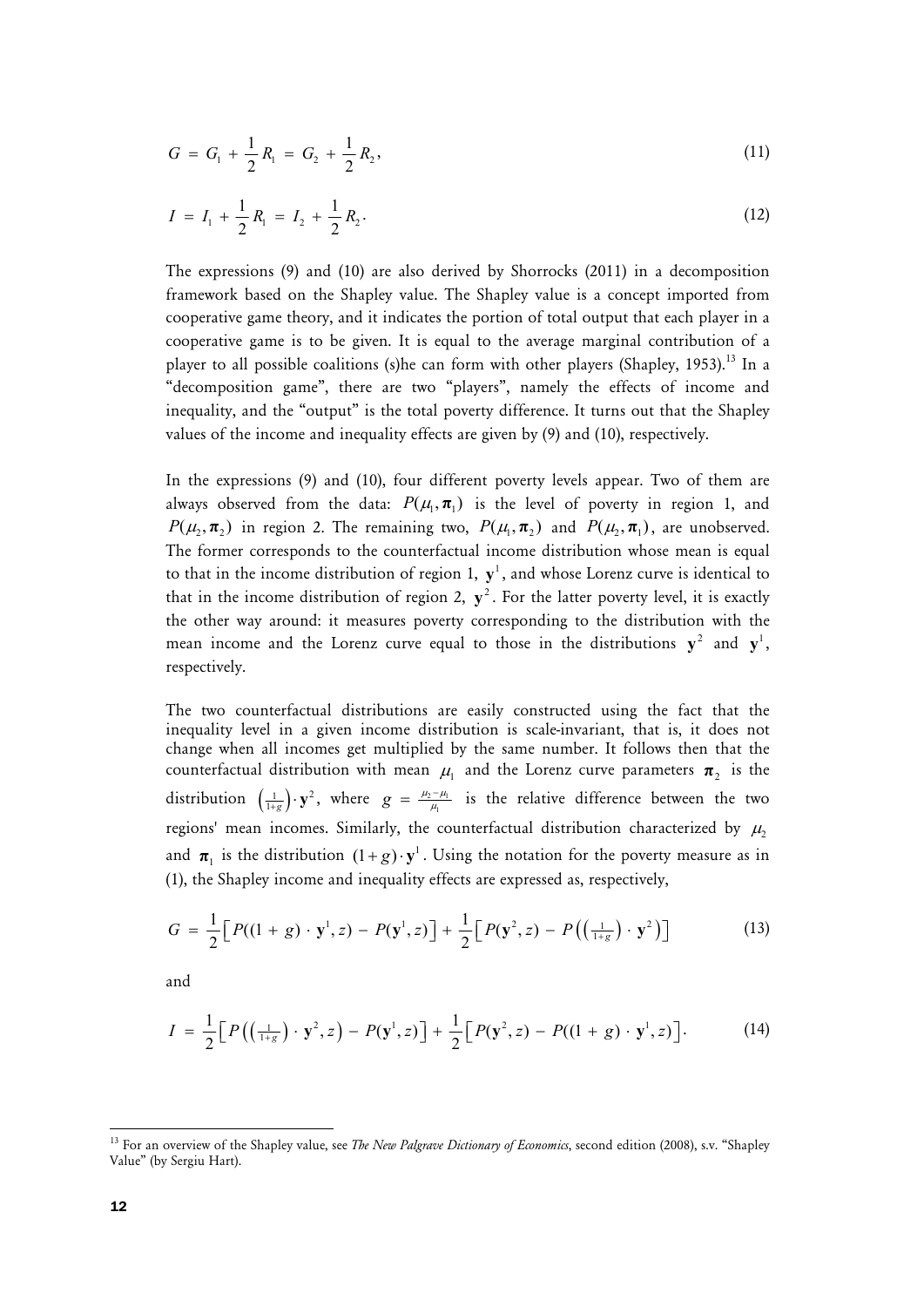$$G = G_1 + \frac{1}{2} R_1 = G_2 + \frac{1}{2} R_2, \tag{11}$$

$$I = I_1 + \frac{1}{2} R_1 = I_2 + \frac{1}{2} R_2. \tag{12}$$

The expressions (9) and (10) are also derived by Shorrocks (2011) in a decomposition framework based on the Shapley value. The Shapley value is a concept imported from cooperative game theory, and it indicates the portion of total output that each player in a cooperative game is to be given. It is equal to the average marginal contribution of a player to all possible coalitions (s)he can form with other players (Shapley, 1953).[13] In a "decomposition game", there are two "players", namely the effects of income and inequality, and the "output" is the total poverty difference. It turns out that the Shapley values of the income and inequality effects are given by (9) and (10), respectively.

In the expressions (9) and (10), four different poverty levels appear. Two of them are always observed from the data: $P(\mu_1, \boldsymbol{\pi}_1)$ is the level of poverty in region 1, and $P(\mu_2, \boldsymbol{\pi}_2)$ in region 2. The remaining two, $P(\mu_1, \boldsymbol{\pi}_2)$ and $P(\mu_2, \boldsymbol{\pi}_1)$, are unobserved. The former corresponds to the counterfactual income distribution whose mean is equal to that in the income distribution of region 1, $\mathbf{y}^1$, and whose Lorenz curve is identical to that in the income distribution of region 2, $\mathbf{y}^2$. For the latter poverty level, it is exactly the other way around: it measures poverty corresponding to the distribution with the mean income and the Lorenz curve equal to those in the distributions $\mathbf{y}^2$ and $\mathbf{y}^1$, respectively.

The two counterfactual distributions are easily constructed using the fact that the inequality level in a given income distribution is scale-invariant, that is, it does not change when all incomes get multiplied by the same number. It follows then that the counterfactual distribution with mean $\mu_1$ and the Lorenz curve parameters $\boldsymbol{\pi}_2$ is the distribution $\left(\frac{1}{1+g}\right) \cdot \mathbf{y}^2$, where $g = \frac{\mu_2 - \mu_1}{\mu_1}$ is the relative difference between the two regions' mean incomes. Similarly, the counterfactual distribution characterized by $\mu_2$ and $\boldsymbol{\pi}_1$ is the distribution $(1+g) \cdot \mathbf{y}^1$. Using the notation for the poverty measure as in (1), the Shapley income and inequality effects are expressed as, respectively,

$$G = \frac{1}{2}\left[ P((1+g) \cdot \mathbf{y}^1, z) - P(\mathbf{y}^1, z) \right] + \frac{1}{2}\left[ P(\mathbf{y}^2, z) - P\left(\left(\tfrac{1}{1+g}\right) \cdot \mathbf{y}^2\right) \right] \tag{13}$$

and

$$I = \frac{1}{2}\left[ P\left(\left(\tfrac{1}{1+g}\right) \cdot \mathbf{y}^2, z\right) - P(\mathbf{y}^1, z) \right] + \frac{1}{2}\left[ P(\mathbf{y}^2, z) - P((1+g) \cdot \mathbf{y}^1, z) \right]. \tag{14}$$

[13] For an overview of the Shapley value, see *The New Palgrave Dictionary of Economics*, second edition (2008), s.v. "Shapley Value" (by Sergiu Hart).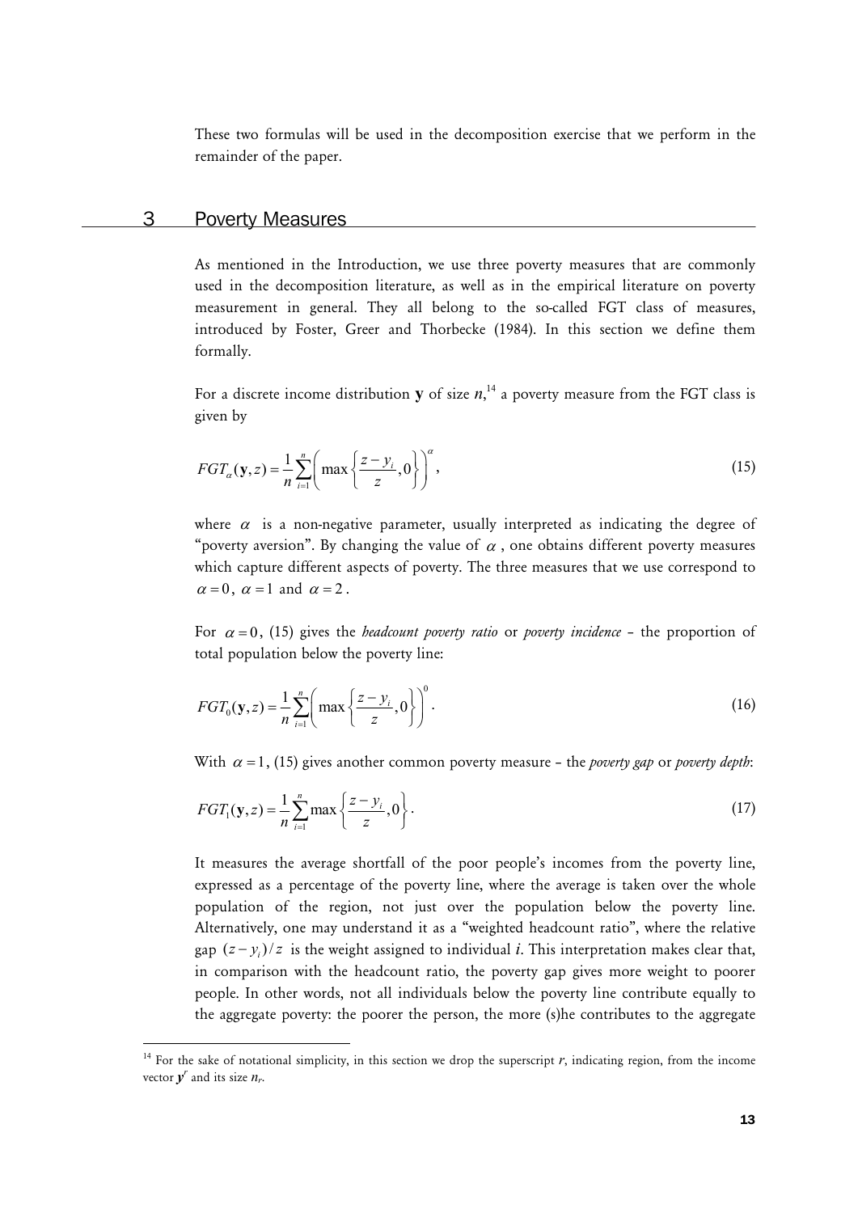These two formulas will be used in the decomposition exercise that we perform in the remainder of the paper.

## 3 Poverty Measures

As mentioned in the Introduction, we use three poverty measures that are commonly used in the decomposition literature, as well as in the empirical literature on poverty measurement in general. They all belong to the so-called FGT class of measures, introduced by Foster, Greer and Thorbecke (1984). In this section we define them formally.

For a discrete income distribution $\mathbf{y}$ of size $n$,[14] a poverty measure from the FGT class is given by

$$FGT_{\alpha}(\mathbf{y},z)=\frac{1}{n}\sum_{i=1}^{n}\left(\max\left\{\frac{z-y_i}{z},0\right\}\right)^{\alpha}, \tag{15}$$

where $\alpha$ is a non-negative parameter, usually interpreted as indicating the degree of "poverty aversion". By changing the value of $\alpha$, one obtains different poverty measures which capture different aspects of poverty. The three measures that we use correspond to $\alpha=0$, $\alpha=1$ and $\alpha=2$.

For $\alpha=0$, (15) gives the *headcount poverty ratio* or *poverty incidence* – the proportion of total population below the poverty line:

$$FGT_{0}(\mathbf{y},z)=\frac{1}{n}\sum_{i=1}^{n}\left(\max\left\{\frac{z-y_i}{z},0\right\}\right)^{0}. \tag{16}$$

With $\alpha=1$, (15) gives another common poverty measure – the *poverty gap* or *poverty depth*:

$$FGT_{1}(\mathbf{y},z)=\frac{1}{n}\sum_{i=1}^{n}\max\left\{\frac{z-y_i}{z},0\right\}. \tag{17}$$

It measures the average shortfall of the poor people's incomes from the poverty line, expressed as a percentage of the poverty line, where the average is taken over the whole population of the region, not just over the population below the poverty line. Alternatively, one may understand it as a "weighted headcount ratio", where the relative gap $(z-y_i)/z$ is the weight assigned to individual $i$. This interpretation makes clear that, in comparison with the headcount ratio, the poverty gap gives more weight to poorer people. In other words, not all individuals below the poverty line contribute equally to the aggregate poverty: the poorer the person, the more (s)he contributes to the aggregate

[14] For the sake of notational simplicity, in this section we drop the superscript $r$, indicating region, from the income vector $\boldsymbol{y}^r$ and its size $n_r$.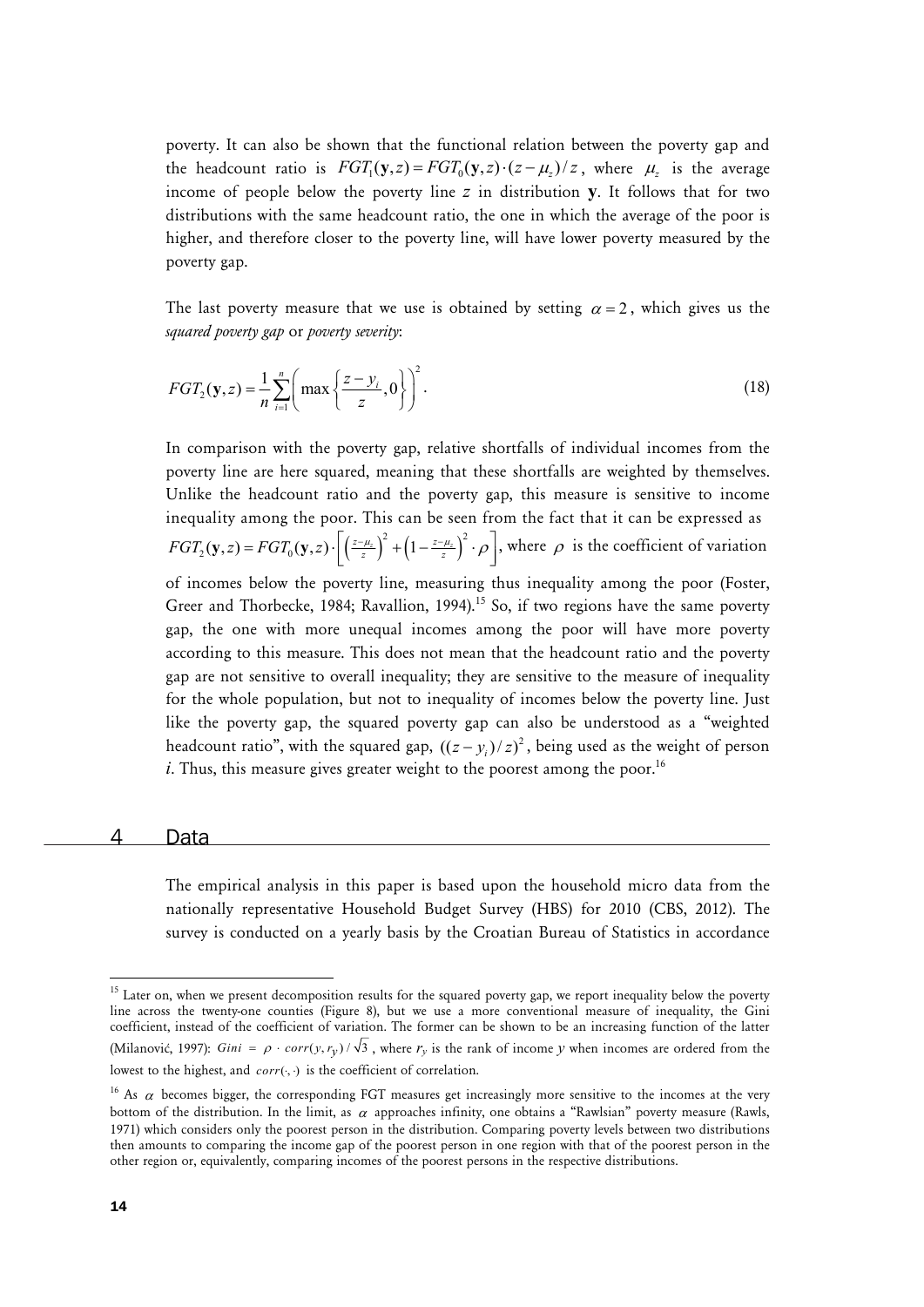poverty. It can also be shown that the functional relation between the poverty gap and the headcount ratio is $FGT_1(\mathbf{y},z) = FGT_0(\mathbf{y},z) \cdot (z-\mu_z)/z$, where $\mu_z$ is the average income of people below the poverty line $z$ in distribution $\mathbf{y}$. It follows that for two distributions with the same headcount ratio, the one in which the average of the poor is higher, and therefore closer to the poverty line, will have lower poverty measured by the poverty gap.

The last poverty measure that we use is obtained by setting $\alpha = 2$, which gives us the *squared poverty gap* or *poverty severity*:

$$FGT_2(\mathbf{y},z) = \frac{1}{n}\sum_{i=1}^{n}\left(\max\left\{\frac{z-y_i}{z},0\right\}\right)^2. \tag{18}$$

In comparison with the poverty gap, relative shortfalls of individual incomes from the poverty line are here squared, meaning that these shortfalls are weighted by themselves. Unlike the headcount ratio and the poverty gap, this measure is sensitive to income inequality among the poor. This can be seen from the fact that it can be expressed as $FGT_2(\mathbf{y},z) = FGT_0(\mathbf{y},z) \cdot \left[\left(\frac{z-\mu_z}{z}\right)^2 + \left(1-\frac{z-\mu_z}{z}\right)^2 \cdot \rho\right]$, where $\rho$ is the coefficient of variation of incomes below the poverty line, measuring thus inequality among the poor (Foster, Greer and Thorbecke, 1984; Ravallion, 1994).[15] So, if two regions have the same poverty gap, the one with more unequal incomes among the poor will have more poverty according to this measure. This does not mean that the headcount ratio and the poverty gap are not sensitive to overall inequality; they are sensitive to the measure of inequality for the whole population, but not to inequality of incomes below the poverty line. Just like the poverty gap, the squared poverty gap can also be understood as a "weighted headcount ratio", with the squared gap, $((z-y_i)/z)^2$, being used as the weight of person $i$. Thus, this measure gives greater weight to the poorest among the poor.[16]

## 4 Data

The empirical analysis in this paper is based upon the household micro data from the nationally representative Household Budget Survey (HBS) for 2010 (CBS, 2012). The survey is conducted on a yearly basis by the Croatian Bureau of Statistics in accordance

[15] Later on, when we present decomposition results for the squared poverty gap, we report inequality below the poverty line across the twenty-one counties (Figure 8), but we use a more conventional measure of inequality, the Gini coefficient, instead of the coefficient of variation. The former can be shown to be an increasing function of the latter (Milanović, 1997): $Gini = \rho \cdot corr(y, r_y)/\sqrt{3}$, where $r_y$ is the rank of income $y$ when incomes are ordered from the lowest to the highest, and $corr(\cdot,\cdot)$ is the coefficient of correlation.

[16] As $\alpha$ becomes bigger, the corresponding FGT measures get increasingly more sensitive to the incomes at the very bottom of the distribution. In the limit, as $\alpha$ approaches infinity, one obtains a "Rawlsian" poverty measure (Rawls, 1971) which considers only the poorest person in the distribution. Comparing poverty levels between two distributions then amounts to comparing the income gap of the poorest person in one region with that of the poorest person in the other region or, equivalently, comparing incomes of the poorest persons in the respective distributions.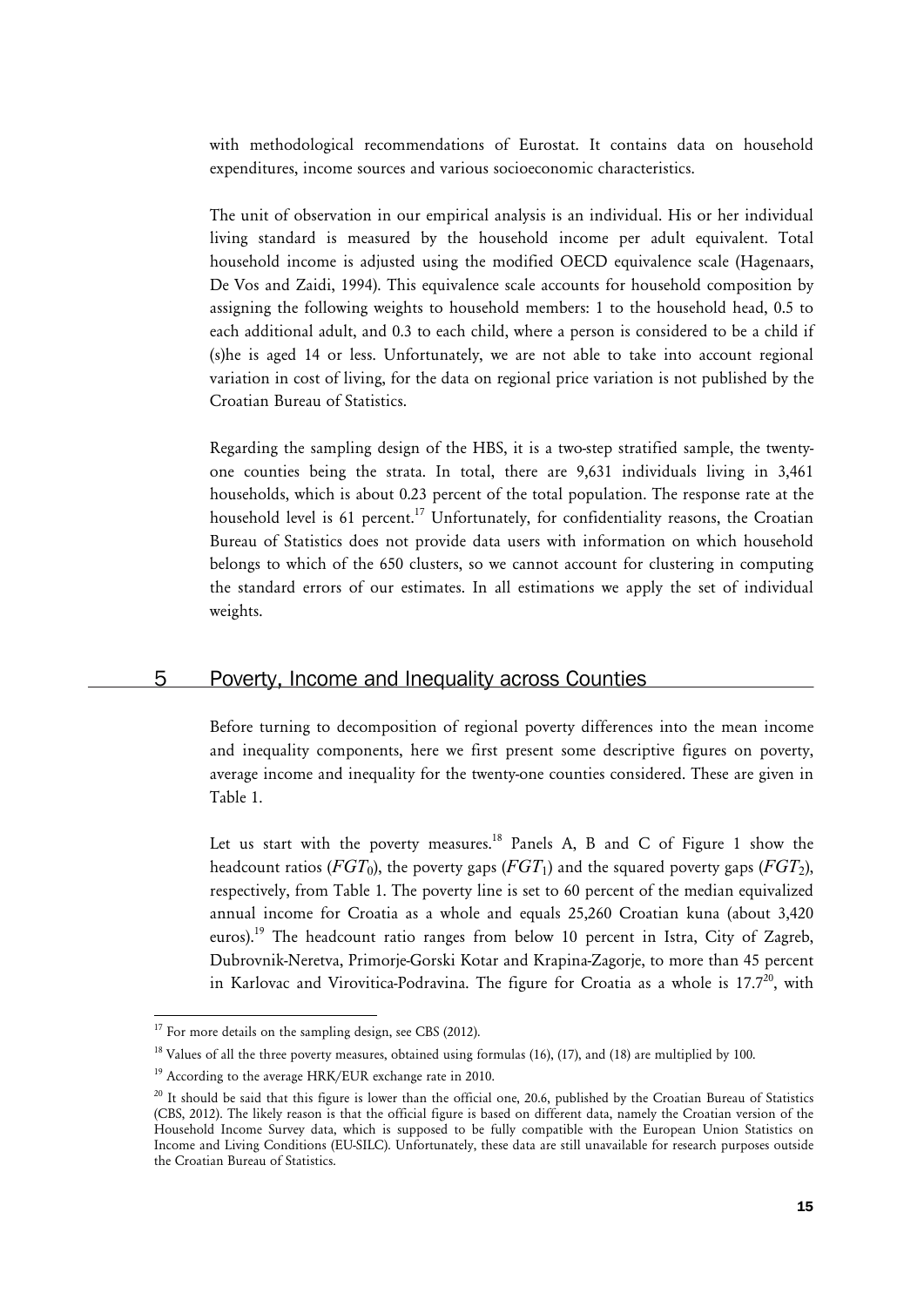with methodological recommendations of Eurostat. It contains data on household expenditures, income sources and various socioeconomic characteristics.

The unit of observation in our empirical analysis is an individual. His or her individual living standard is measured by the household income per adult equivalent. Total household income is adjusted using the modified OECD equivalence scale (Hagenaars, De Vos and Zaidi, 1994). This equivalence scale accounts for household composition by assigning the following weights to household members: 1 to the household head, 0.5 to each additional adult, and 0.3 to each child, where a person is considered to be a child if (s)he is aged 14 or less. Unfortunately, we are not able to take into account regional variation in cost of living, for the data on regional price variation is not published by the Croatian Bureau of Statistics.

Regarding the sampling design of the HBS, it is a two-step stratified sample, the twenty-one counties being the strata. In total, there are 9,631 individuals living in 3,461 households, which is about 0.23 percent of the total population. The response rate at the household level is 61 percent.[17] Unfortunately, for confidentiality reasons, the Croatian Bureau of Statistics does not provide data users with information on which household belongs to which of the 650 clusters, so we cannot account for clustering in computing the standard errors of our estimates. In all estimations we apply the set of individual weights.

## 5 Poverty, Income and Inequality across Counties

Before turning to decomposition of regional poverty differences into the mean income and inequality components, here we first present some descriptive figures on poverty, average income and inequality for the twenty-one counties considered. These are given in Table 1.

Let us start with the poverty measures.[18] Panels A, B and C of Figure 1 show the headcount ratios ($FGT_0$), the poverty gaps ($FGT_1$) and the squared poverty gaps ($FGT_2$), respectively, from Table 1. The poverty line is set to 60 percent of the median equivalized annual income for Croatia as a whole and equals 25,260 Croatian kuna (about 3,420 euros).[19] The headcount ratio ranges from below 10 percent in Istra, City of Zagreb, Dubrovnik-Neretva, Primorje-Gorski Kotar and Krapina-Zagorje, to more than 45 percent in Karlovac and Virovitica-Podravina. The figure for Croatia as a whole is 17.7[20], with

---

[17] For more details on the sampling design, see CBS (2012).

[18] Values of all the three poverty measures, obtained using formulas (16), (17), and (18) are multiplied by 100.

[19] According to the average HRK/EUR exchange rate in 2010.

[20] It should be said that this figure is lower than the official one, 20.6, published by the Croatian Bureau of Statistics (CBS, 2012). The likely reason is that the official figure is based on different data, namely the Croatian version of the Household Income Survey data, which is supposed to be fully compatible with the European Union Statistics on Income and Living Conditions (EU-SILC). Unfortunately, these data are still unavailable for research purposes outside the Croatian Bureau of Statistics.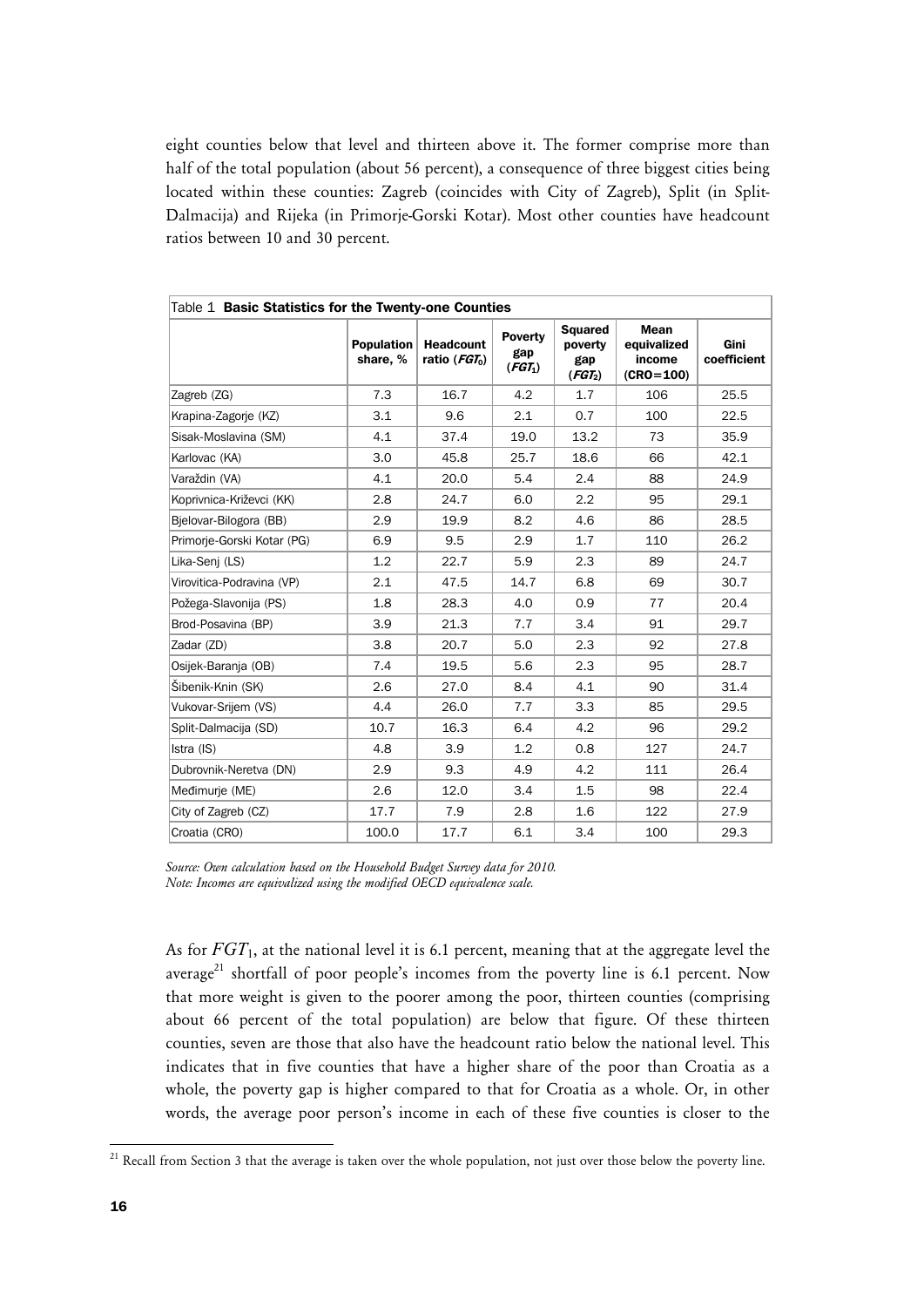eight counties below that level and thirteen above it. The former comprise more than half of the total population (about 56 percent), a consequence of three biggest cities being located within these counties: Zagreb (coincides with City of Zagreb), Split (in Split-Dalmacija) and Rijeka (in Primorje-Gorski Kotar). Most other counties have headcount ratios between 10 and 30 percent.

Table 1 **Basic Statistics for the Twenty-one Counties**

| | Population share, % | Headcount ratio ($FGT_0$) | Poverty gap ($FGT_1$) | Squared poverty gap ($FGT_2$) | Mean equivalized income (CRO=100) | Gini coefficient |
|---|---|---|---|---|---|---|
| Zagreb (ZG) | 7.3 | 16.7 | 4.2 | 1.7 | 106 | 25.5 |
| Krapina-Zagorje (KZ) | 3.1 | 9.6 | 2.1 | 0.7 | 100 | 22.5 |
| Sisak-Moslavina (SM) | 4.1 | 37.4 | 19.0 | 13.2 | 73 | 35.9 |
| Karlovac (KA) | 3.0 | 45.8 | 25.7 | 18.6 | 66 | 42.1 |
| Varaždin (VA) | 4.1 | 20.0 | 5.4 | 2.4 | 88 | 24.9 |
| Koprivnica-Križevci (KK) | 2.8 | 24.7 | 6.0 | 2.2 | 95 | 29.1 |
| Bjelovar-Bilogora (BB) | 2.9 | 19.9 | 8.2 | 4.6 | 86 | 28.5 |
| Primorje-Gorski Kotar (PG) | 6.9 | 9.5 | 2.9 | 1.7 | 110 | 26.2 |
| Lika-Senj (LS) | 1.2 | 22.7 | 5.9 | 2.3 | 89 | 24.7 |
| Virovitica-Podravina (VP) | 2.1 | 47.5 | 14.7 | 6.8 | 69 | 30.7 |
| Požega-Slavonija (PS) | 1.8 | 28.3 | 4.0 | 0.9 | 77 | 20.4 |
| Brod-Posavina (BP) | 3.9 | 21.3 | 7.7 | 3.4 | 91 | 29.7 |
| Zadar (ZD) | 3.8 | 20.7 | 5.0 | 2.3 | 92 | 27.8 |
| Osijek-Baranja (OB) | 7.4 | 19.5 | 5.6 | 2.3 | 95 | 28.7 |
| Šibenik-Knin (SK) | 2.6 | 27.0 | 8.4 | 4.1 | 90 | 31.4 |
| Vukovar-Srijem (VS) | 4.4 | 26.0 | 7.7 | 3.3 | 85 | 29.5 |
| Split-Dalmacija (SD) | 10.7 | 16.3 | 6.4 | 4.2 | 96 | 29.2 |
| Istra (IS) | 4.8 | 3.9 | 1.2 | 0.8 | 127 | 24.7 |
| Dubrovnik-Neretva (DN) | 2.9 | 9.3 | 4.9 | 4.2 | 111 | 26.4 |
| Međimurje (ME) | 2.6 | 12.0 | 3.4 | 1.5 | 98 | 22.4 |
| City of Zagreb (CZ) | 17.7 | 7.9 | 2.8 | 1.6 | 122 | 27.9 |
| Croatia (CRO) | 100.0 | 17.7 | 6.1 | 3.4 | 100 | 29.3 |

*Source: Own calculation based on the Household Budget Survey data for 2010.*
*Note: Incomes are equivalized using the modified OECD equivalence scale.*

As for $FGT_1$, at the national level it is 6.1 percent, meaning that at the aggregate level the average[21] shortfall of poor people's incomes from the poverty line is 6.1 percent. Now that more weight is given to the poorer among the poor, thirteen counties (comprising about 66 percent of the total population) are below that figure. Of these thirteen counties, seven are those that also have the headcount ratio below the national level. This indicates that in five counties that have a higher share of the poor than Croatia as a whole, the poverty gap is higher compared to that for Croatia as a whole. Or, in other words, the average poor person's income in each of these five counties is closer to the

[21] Recall from Section 3 that the average is taken over the whole population, not just over those below the poverty line.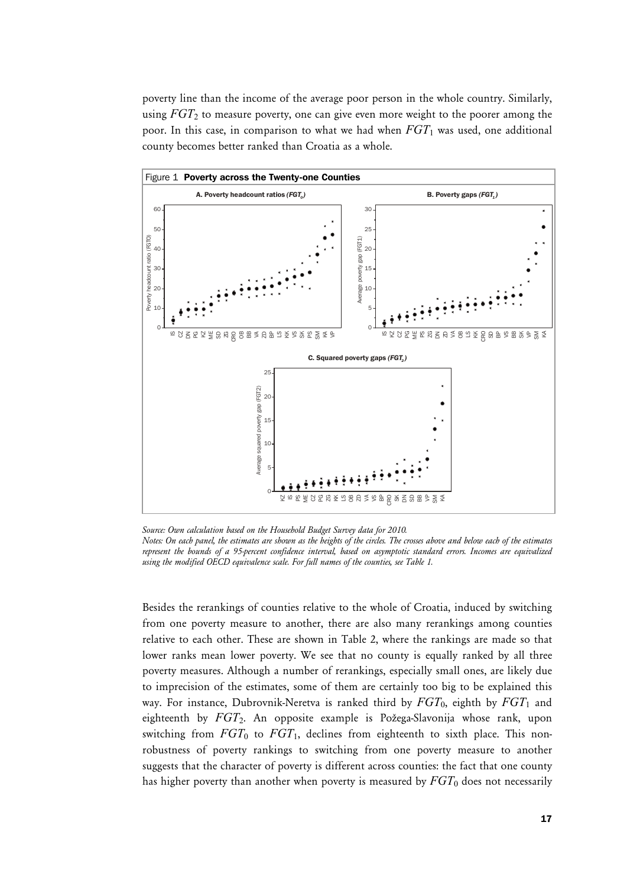poverty line than the income of the average poor person in the whole country. Similarly, using $FGT_2$ to measure poverty, one can give even more weight to the poorer among the poor. In this case, in comparison to what we had when $FGT_1$ was used, one additional county becomes better ranked than Croatia as a whole.

Figure 1 **Poverty across the Twenty-one Counties**

*Source: Own calculation based on the Household Budget Survey data for 2010.*

*Notes: On each panel, the estimates are shown as the heights of the circles. The crosses above and below each of the estimates represent the bounds of a 95-percent confidence interval, based on asymptotic standard errors. Incomes are equivalized using the modified OECD equivalence scale. For full names of the counties, see Table 1.*

Besides the rerankings of counties relative to the whole of Croatia, induced by switching from one poverty measure to another, there are also many rerankings among counties relative to each other. These are shown in Table 2, where the rankings are made so that lower ranks mean lower poverty. We see that no county is equally ranked by all three poverty measures. Although a number of rerankings, especially small ones, are likely due to imprecision of the estimates, some of them are certainly too big to be explained this way. For instance, Dubrovnik-Neretva is ranked third by $FGT_0$, eighth by $FGT_1$ and eighteenth by $FGT_2$. An opposite example is Požega-Slavonija whose rank, upon switching from $FGT_0$ to $FGT_1$, declines from eighteenth to sixth place. This non-robustness of poverty rankings to switching from one poverty measure to another suggests that the character of poverty is different across counties: the fact that one county has higher poverty than another when poverty is measured by $FGT_0$ does not necessarily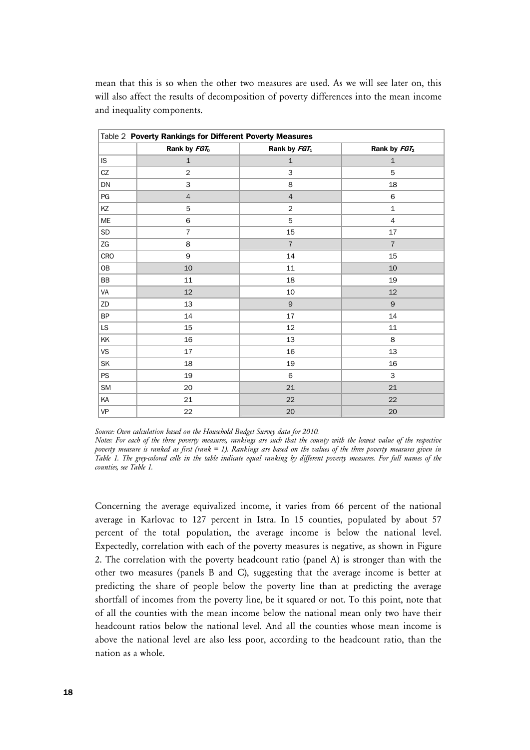mean that this is so when the other two measures are used. As we will see later on, this will also affect the results of decomposition of poverty differences into the mean income and inequality components.

Table 2 **Poverty Rankings for Different Poverty Measures**

| | Rank by $FGT_0$ | Rank by $FGT_1$ | Rank by $FGT_2$ |
|---|---|---|---|
| IS | 1 | 1 | 1 |
| CZ | 2 | 3 | 5 |
| DN | 3 | 8 | 18 |
| PG | 4 | 4 | 6 |
| KZ | 5 | 2 | 1 |
| ME | 6 | 5 | 4 |
| SD | 7 | 15 | 17 |
| ZG | 8 | 7 | 7 |
| CRO | 9 | 14 | 15 |
| OB | 10 | 11 | 10 |
| BB | 11 | 18 | 19 |
| VA | 12 | 10 | 12 |
| ZD | 13 | 9 | 9 |
| BP | 14 | 17 | 14 |
| LS | 15 | 12 | 11 |
| KK | 16 | 13 | 8 |
| VS | 17 | 16 | 13 |
| SK | 18 | 19 | 16 |
| PS | 19 | 6 | 3 |
| SM | 20 | 21 | 21 |
| KA | 21 | 22 | 22 |
| VP | 22 | 20 | 20 |

*Source: Own calculation based on the Household Budget Survey data for 2010.*
*Notes: For each of the three poverty measures, rankings are such that the county with the lowest value of the respective poverty measure is ranked as first (rank = 1). Rankings are based on the values of the three poverty measures given in Table 1. The grey-colored cells in the table indicate equal ranking by different poverty measures. For full names of the counties, see Table 1.*

Concerning the average equivalized income, it varies from 66 percent of the national average in Karlovac to 127 percent in Istra. In 15 counties, populated by about 57 percent of the total population, the average income is below the national level. Expectedly, correlation with each of the poverty measures is negative, as shown in Figure 2. The correlation with the poverty headcount ratio (panel A) is stronger than with the other two measures (panels B and C), suggesting that the average income is better at predicting the share of people below the poverty line than at predicting the average shortfall of incomes from the poverty line, be it squared or not. To this point, note that of all the counties with the mean income below the national mean only two have their headcount ratios below the national level. And all the counties whose mean income is above the national level are also less poor, according to the headcount ratio, than the nation as a whole.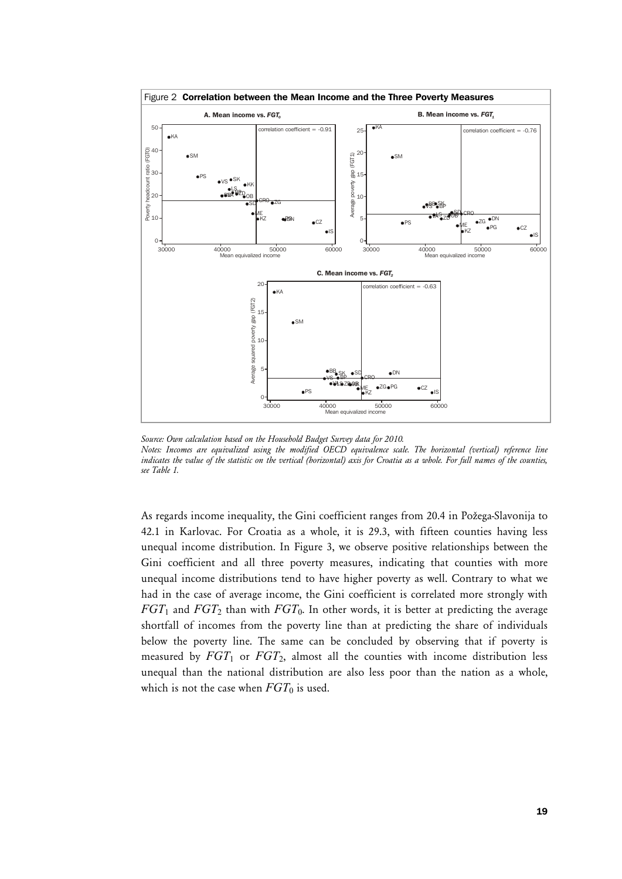Figure 2 **Correlation between the Mean Income and the Three Poverty Measures**

*Source: Own calculation based on the Household Budget Survey data for 2010.*
*Notes: Incomes are equivalized using the modified OECD equivalence scale. The horizontal (vertical) reference line indicates the value of the statistic on the vertical (horizontal) axis for Croatia as a whole. For full names of the counties, see Table 1.*

As regards income inequality, the Gini coefficient ranges from 20.4 in Požega-Slavonija to 42.1 in Karlovac. For Croatia as a whole, it is 29.3, with fifteen counties having less unequal income distribution. In Figure 3, we observe positive relationships between the Gini coefficient and all three poverty measures, indicating that counties with more unequal income distributions tend to have higher poverty as well. Contrary to what we had in the case of average income, the Gini coefficient is correlated more strongly with $FGT_1$ and $FGT_2$ than with $FGT_0$. In other words, it is better at predicting the average shortfall of incomes from the poverty line than at predicting the share of individuals below the poverty line. The same can be concluded by observing that if poverty is measured by $FGT_1$ or $FGT_2$, almost all the counties with income distribution less unequal than the national distribution are also less poor than the nation as a whole, which is not the case when $FGT_0$ is used.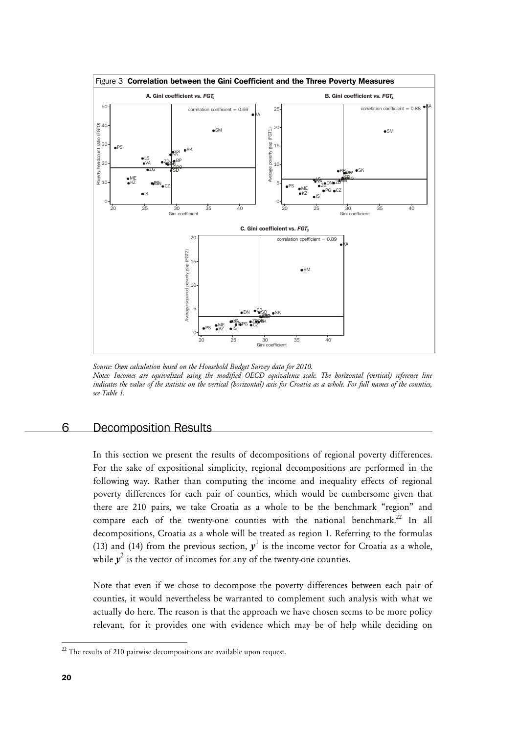Figure 3 **Correlation between the Gini Coefficient and the Three Poverty Measures**

*Source: Own calculation based on the Household Budget Survey data for 2010.*
*Notes: Incomes are equivalized using the modified OECD equivalence scale. The horizontal (vertical) reference line indicates the value of the statistic on the vertical (horizontal) axis for Croatia as a whole. For full names of the counties, see Table 1.*

## 6 Decomposition Results

In this section we present the results of decompositions of regional poverty differences. For the sake of expositional simplicity, regional decompositions are performed in the following way. Rather than computing the income and inequality effects of regional poverty differences for each pair of counties, which would be cumbersome given that there are 210 pairs, we take Croatia as a whole to be the benchmark "region" and compare each of the twenty-one counties with the national benchmark.[22] In all decompositions, Croatia as a whole will be treated as region 1. Referring to the formulas (13) and (14) from the previous section, $\boldsymbol{y}^1$ is the income vector for Croatia as a whole, while $\boldsymbol{y}^2$ is the vector of incomes for any of the twenty-one counties.

Note that even if we chose to decompose the poverty differences between each pair of counties, it would nevertheless be warranted to complement such analysis with what we actually do here. The reason is that the approach we have chosen seems to be more policy relevant, for it provides one with evidence which may be of help while deciding on

[22] The results of 210 pairwise decompositions are available upon request.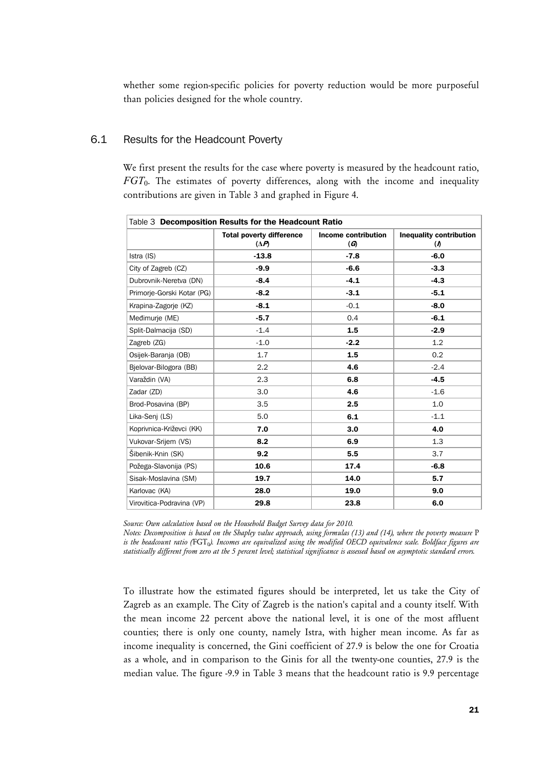whether some region-specific policies for poverty reduction would be more purposeful than policies designed for the whole country.

## 6.1 Results for the Headcount Poverty

We first present the results for the case where poverty is measured by the headcount ratio, $FGT_0$. The estimates of poverty differences, along with the income and inequality contributions are given in Table 3 and graphed in Figure 4.

Table 3 **Decomposition Results for the Headcount Ratio**

| | **Total poverty difference ($\Delta P$)** | **Income contribution ($G$)** | **Inequality contribution ($I$)** |
|---|---|---|---|
| Istra (IS) | **-13.8** | **-7.8** | **-6.0** |
| City of Zagreb (CZ) | **-9.9** | **-6.6** | **-3.3** |
| Dubrovnik-Neretva (DN) | **-8.4** | **-4.1** | **-4.3** |
| Primorje-Gorski Kotar (PG) | **-8.2** | **-3.1** | **-5.1** |
| Krapina-Zagorje (KZ) | **-8.1** | -0.1 | **-8.0** |
| Međimurje (ME) | **-5.7** | 0.4 | **-6.1** |
| Split-Dalmacija (SD) | -1.4 | **1.5** | **-2.9** |
| Zagreb (ZG) | -1.0 | **-2.2** | 1.2 |
| Osijek-Baranja (OB) | 1.7 | **1.5** | 0.2 |
| Bjelovar-Bilogora (BB) | 2.2 | **4.6** | -2.4 |
| Varaždin (VA) | 2.3 | **6.8** | **-4.5** |
| Zadar (ZD) | 3.0 | **4.6** | -1.6 |
| Brod-Posavina (BP) | 3.5 | **2.5** | 1.0 |
| Lika-Senj (LS) | 5.0 | **6.1** | -1.1 |
| Koprivnica-Križevci (KK) | **7.0** | **3.0** | **4.0** |
| Vukovar-Srijem (VS) | **8.2** | **6.9** | 1.3 |
| Šibenik-Knin (SK) | **9.2** | **5.5** | 3.7 |
| Požega-Slavonija (PS) | **10.6** | **17.4** | **-6.8** |
| Sisak-Moslavina (SM) | **19.7** | **14.0** | **5.7** |
| Karlovac (KA) | **28.0** | **19.0** | **9.0** |
| Virovitica-Podravina (VP) | **29.8** | **23.8** | **6.0** |

*Source: Own calculation based on the Household Budget Survey data for 2010.*
*Notes: Decomposition is based on the Shapley value approach, using formulas (13) and (14), where the poverty measure* $P$ *is the headcount ratio (*$FGT_0$*). Incomes are equivalized using the modified OECD equivalence scale. Boldface figures are statistically different from zero at the 5 percent level; statistical significance is assessed based on asymptotic standard errors.*

To illustrate how the estimated figures should be interpreted, let us take the City of Zagreb as an example. The City of Zagreb is the nation's capital and a county itself. With the mean income 22 percent above the national level, it is one of the most affluent counties; there is only one county, namely Istra, with higher mean income. As far as income inequality is concerned, the Gini coefficient of 27.9 is below the one for Croatia as a whole, and in comparison to the Ginis for all the twenty-one counties, 27.9 is the median value. The figure -9.9 in Table 3 means that the headcount ratio is 9.9 percentage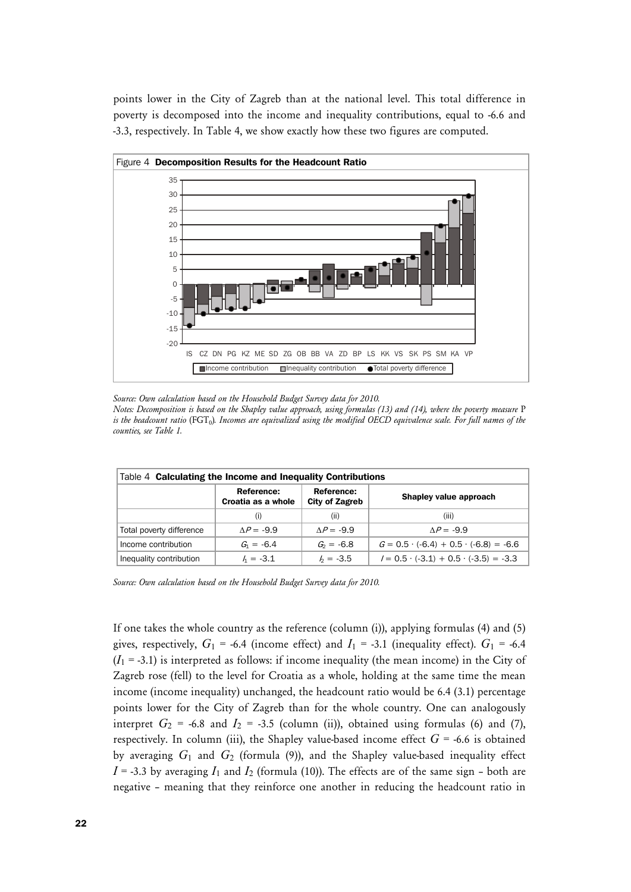points lower in the City of Zagreb than at the national level. This total difference in poverty is decomposed into the income and inequality contributions, equal to -6.6 and -3.3, respectively. In Table 4, we show exactly how these two figures are computed.

Figure 4 **Decomposition Results for the Headcount Ratio**

*Source: Own calculation based on the Household Budget Survey data for 2010.*

*Notes: Decomposition is based on the Shapley value approach, using formulas (13) and (14), where the poverty measure* P *is the headcount ratio* ($FGT_0$)*. Incomes are equivalized using the modified OECD equivalence scale. For full names of the counties, see Table 1.*

Table 4 **Calculating the Income and Inequality Contributions**

| | Reference: Croatia as a whole | Reference: City of Zagreb | Shapley value approach |
|---|---|---|---|
| | (i) | (ii) | (iii) |
| Total poverty difference | $\Delta P$ = -9.9 | $\Delta P$ = -9.9 | $\Delta P$ = -9.9 |
| Income contribution | $G_1$ = -6.4 | $G_2$ = -6.8 | $G = 0.5 \cdot (-6.4) + 0.5 \cdot (-6.8) = -6.6$ |
| Inequality contribution | $I_1$ = -3.1 | $I_2$ = -3.5 | $I = 0.5 \cdot (-3.1) + 0.5 \cdot (-3.5) = -3.3$ |

*Source: Own calculation based on the Household Budget Survey data for 2010.*

If one takes the whole country as the reference (column (i)), applying formulas (4) and (5) gives, respectively, $G_1$ = -6.4 (income effect) and $I_1$ = -3.1 (inequality effect). $G_1$ = -6.4 ($I_1$ = -3.1) is interpreted as follows: if income inequality (the mean income) in the City of Zagreb rose (fell) to the level for Croatia as a whole, holding at the same time the mean income (income inequality) unchanged, the headcount ratio would be 6.4 (3.1) percentage points lower for the City of Zagreb than for the whole country. One can analogously interpret $G_2$ = -6.8 and $I_2$ = -3.5 (column (ii)), obtained using formulas (6) and (7), respectively. In column (iii), the Shapley value-based income effect $G$ = -6.6 is obtained by averaging $G_1$ and $G_2$ (formula (9)), and the Shapley value-based inequality effect $I$ = -3.3 by averaging $I_1$ and $I_2$ (formula (10)). The effects are of the same sign – both are negative – meaning that they reinforce one another in reducing the headcount ratio in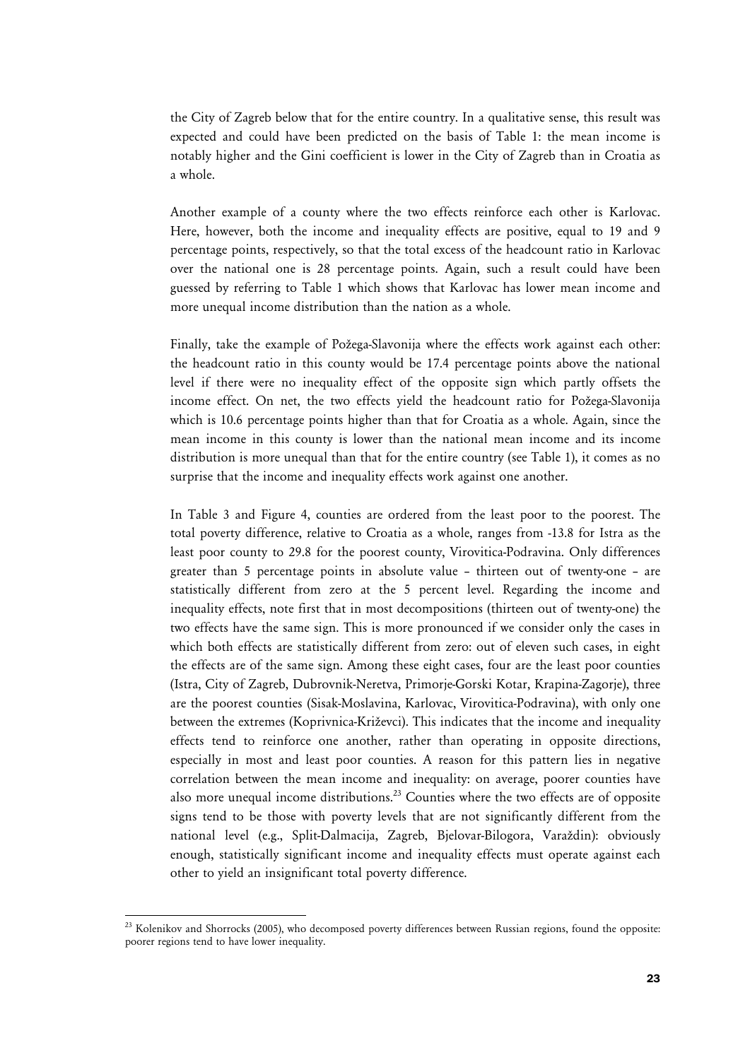the City of Zagreb below that for the entire country. In a qualitative sense, this result was expected and could have been predicted on the basis of Table 1: the mean income is notably higher and the Gini coefficient is lower in the City of Zagreb than in Croatia as a whole.

Another example of a county where the two effects reinforce each other is Karlovac. Here, however, both the income and inequality effects are positive, equal to 19 and 9 percentage points, respectively, so that the total excess of the headcount ratio in Karlovac over the national one is 28 percentage points. Again, such a result could have been guessed by referring to Table 1 which shows that Karlovac has lower mean income and more unequal income distribution than the nation as a whole.

Finally, take the example of Požega-Slavonija where the effects work against each other: the headcount ratio in this county would be 17.4 percentage points above the national level if there were no inequality effect of the opposite sign which partly offsets the income effect. On net, the two effects yield the headcount ratio for Požega-Slavonija which is 10.6 percentage points higher than that for Croatia as a whole. Again, since the mean income in this county is lower than the national mean income and its income distribution is more unequal than that for the entire country (see Table 1), it comes as no surprise that the income and inequality effects work against one another.

In Table 3 and Figure 4, counties are ordered from the least poor to the poorest. The total poverty difference, relative to Croatia as a whole, ranges from -13.8 for Istra as the least poor county to 29.8 for the poorest county, Virovitica-Podravina. Only differences greater than 5 percentage points in absolute value – thirteen out of twenty-one – are statistically different from zero at the 5 percent level. Regarding the income and inequality effects, note first that in most decompositions (thirteen out of twenty-one) the two effects have the same sign. This is more pronounced if we consider only the cases in which both effects are statistically different from zero: out of eleven such cases, in eight the effects are of the same sign. Among these eight cases, four are the least poor counties (Istra, City of Zagreb, Dubrovnik-Neretva, Primorje-Gorski Kotar, Krapina-Zagorje), three are the poorest counties (Sisak-Moslavina, Karlovac, Virovitica-Podravina), with only one between the extremes (Koprivnica-Križevci). This indicates that the income and inequality effects tend to reinforce one another, rather than operating in opposite directions, especially in most and least poor counties. A reason for this pattern lies in negative correlation between the mean income and inequality: on average, poorer counties have also more unequal income distributions.[23] Counties where the two effects are of opposite signs tend to be those with poverty levels that are not significantly different from the national level (e.g., Split-Dalmacija, Zagreb, Bjelovar-Bilogora, Varaždin): obviously enough, statistically significant income and inequality effects must operate against each other to yield an insignificant total poverty difference.

[23] Kolenikov and Shorrocks (2005), who decomposed poverty differences between Russian regions, found the opposite: poorer regions tend to have lower inequality.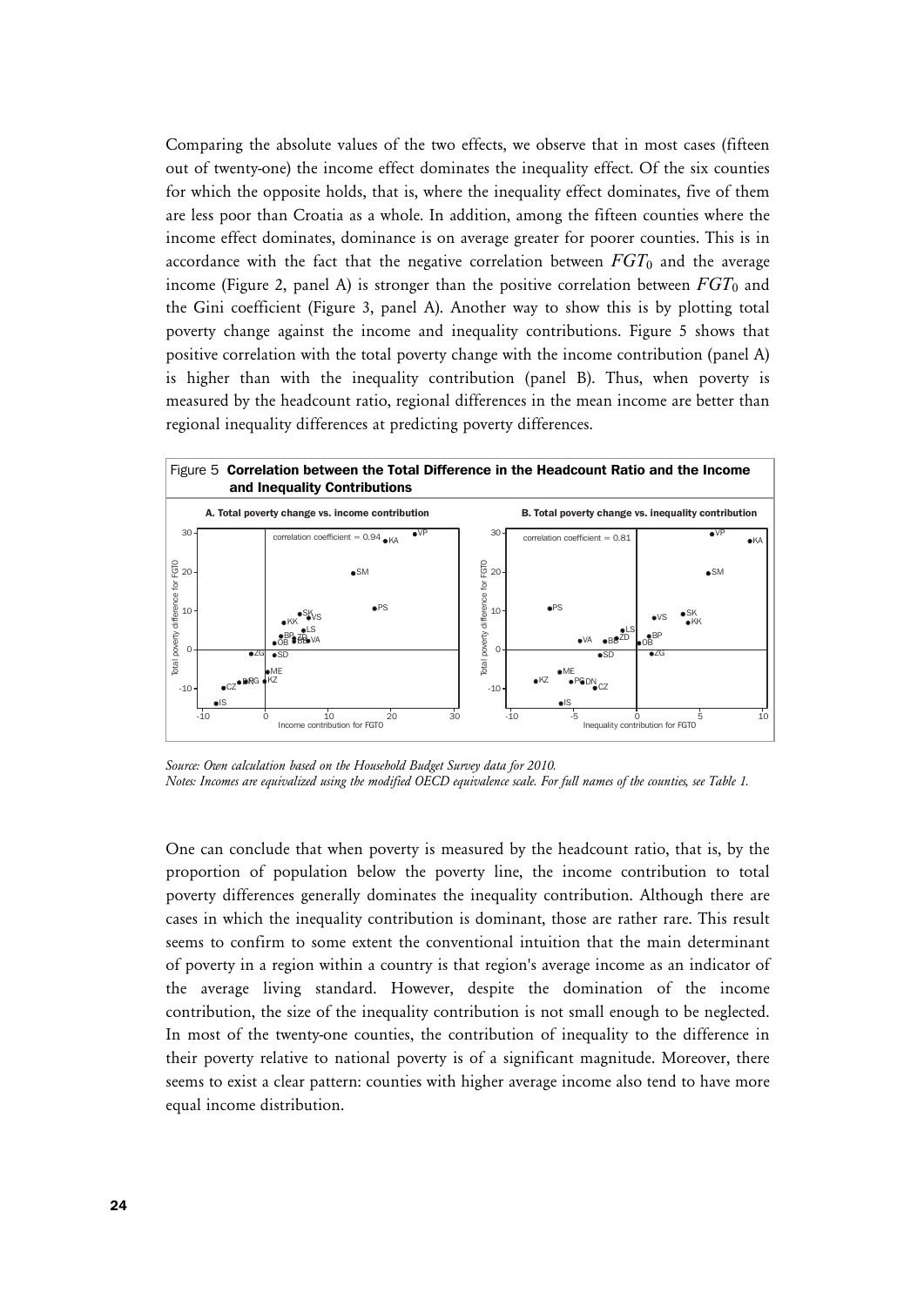Comparing the absolute values of the two effects, we observe that in most cases (fifteen out of twenty-one) the income effect dominates the inequality effect. Of the six counties for which the opposite holds, that is, where the inequality effect dominates, five of them are less poor than Croatia as a whole. In addition, among the fifteen counties where the income effect dominates, dominance is on average greater for poorer counties. This is in accordance with the fact that the negative correlation between $FGT_0$ and the average income (Figure 2, panel A) is stronger than the positive correlation between $FGT_0$ and the Gini coefficient (Figure 3, panel A). Another way to show this is by plotting total poverty change against the income and inequality contributions. Figure 5 shows that positive correlation with the total poverty change with the income contribution (panel A) is higher than with the inequality contribution (panel B). Thus, when poverty is measured by the headcount ratio, regional differences in the mean income are better than regional inequality differences at predicting poverty differences.

Figure 5 **Correlation between the Total Difference in the Headcount Ratio and the Income and Inequality Contributions**

*Source: Own calculation based on the Household Budget Survey data for 2010.*
*Notes: Incomes are equivalized using the modified OECD equivalence scale. For full names of the counties, see Table 1.*

One can conclude that when poverty is measured by the headcount ratio, that is, by the proportion of population below the poverty line, the income contribution to total poverty differences generally dominates the inequality contribution. Although there are cases in which the inequality contribution is dominant, those are rather rare. This result seems to confirm to some extent the conventional intuition that the main determinant of poverty in a region within a country is that region's average income as an indicator of the average living standard. However, despite the domination of the income contribution, the size of the inequality contribution is not small enough to be neglected. In most of the twenty-one counties, the contribution of inequality to the difference in their poverty relative to national poverty is of a significant magnitude. Moreover, there seems to exist a clear pattern: counties with higher average income also tend to have more equal income distribution.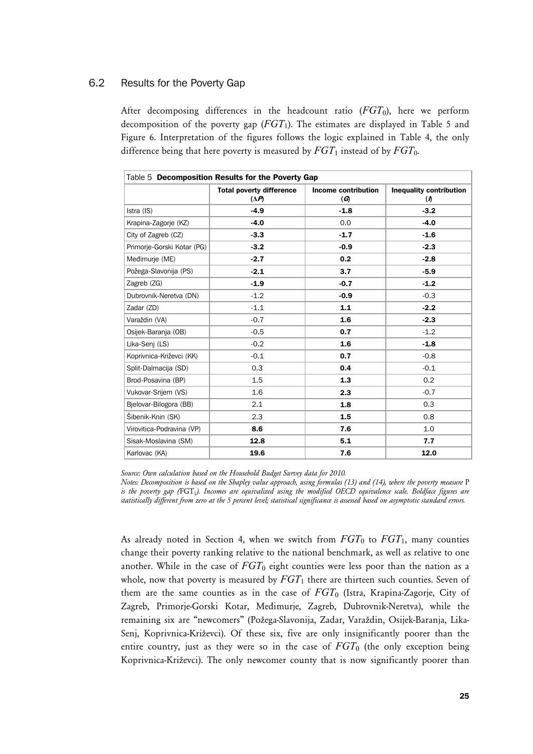## 6.2 Results for the Poverty Gap

After decomposing differences in the headcount ratio ($FGT_0$), here we perform decomposition of the poverty gap ($FGT_1$). The estimates are displayed in Table 5 and Figure 6. Interpretation of the figures follows the logic explained in Table 4, the only difference being that here poverty is measured by $FGT_1$ instead of by $FGT_0$.

Table 5 **Decomposition Results for the Poverty Gap**

| | Total poverty difference ($\Delta P$) | Income contribution ($G$) | Inequality contribution ($I$) |
|---|---|---|---|
| Istra (IS) | **-4.9** | **-1.8** | **-3.2** |
| Krapina-Zagorje (KZ) | **-4.0** | 0.0 | **-4.0** |
| City of Zagreb (CZ) | **-3.3** | **-1.7** | **-1.6** |
| Primorje-Gorski Kotar (PG) | **-3.2** | **-0.9** | **-2.3** |
| Međimurje (ME) | **-2.7** | **0.2** | **-2.8** |
| Požega-Slavonija (PS) | **-2.1** | **3.7** | **-5.9** |
| Zagreb (ZG) | **-1.9** | **-0.7** | **-1.2** |
| Dubrovnik-Neretva (DN) | -1.2 | **-0.9** | -0.3 |
| Zadar (ZD) | -1.1 | **1.1** | **-2.2** |
| Varaždin (VA) | -0.7 | **1.6** | **-2.3** |
| Osijek-Baranja (OB) | -0.5 | **0.7** | -1.2 |
| Lika-Senj (LS) | -0.2 | **1.6** | **-1.8** |
| Koprivnica-Križevci (KK) | -0.1 | **0.7** | -0.8 |
| Split-Dalmacija (SD) | 0.3 | **0.4** | -0.1 |
| Brod-Posavina (BP) | 1.5 | **1.3** | 0.2 |
| Vukovar-Srijem (VS) | 1.6 | **2.3** | -0.7 |
| Bjelovar-Bilogora (BB) | 2.1 | **1.8** | 0.3 |
| Šibenik-Knin (SK) | 2.3 | **1.5** | 0.8 |
| Virovitica-Podravina (VP) | **8.6** | **7.6** | 1.0 |
| Sisak-Moslavina (SM) | **12.8** | **5.1** | **7.7** |
| Karlovac (KA) | **19.6** | **7.6** | **12.0** |

*Source: Own calculation based on the Household Budget Survey data for 2010.*
*Notes: Decomposition is based on the Shapley value approach, using formulas (13) and (14), where the poverty measure P is the poverty gap ($FGT_1$). Incomes are equivalized using the modified OECD equivalence scale. Boldface figures are statistically different from zero at the 5 percent level; statistical significance is assessed based on asymptotic standard errors.*

As already noted in Section 4, when we switch from $FGT_0$ to $FGT_1$, many counties change their poverty ranking relative to the national benchmark, as well as relative to one another. While in the case of $FGT_0$ eight counties were less poor than the nation as a whole, now that poverty is measured by $FGT_1$ there are thirteen such counties. Seven of them are the same counties as in the case of $FGT_0$ (Istra, Krapina-Zagorje, City of Zagreb, Primorje-Gorski Kotar, Međimurje, Zagreb, Dubrovnik-Neretva), while the remaining six are "newcomers" (Požega-Slavonija, Zadar, Varaždin, Osijek-Baranja, Lika-Senj, Koprivnica-Križevci). Of these six, five are only insignificantly poorer than the entire country, just as they were so in the case of $FGT_0$ (the only exception being Koprivnica-Križevci). The only newcomer county that is now significantly poorer than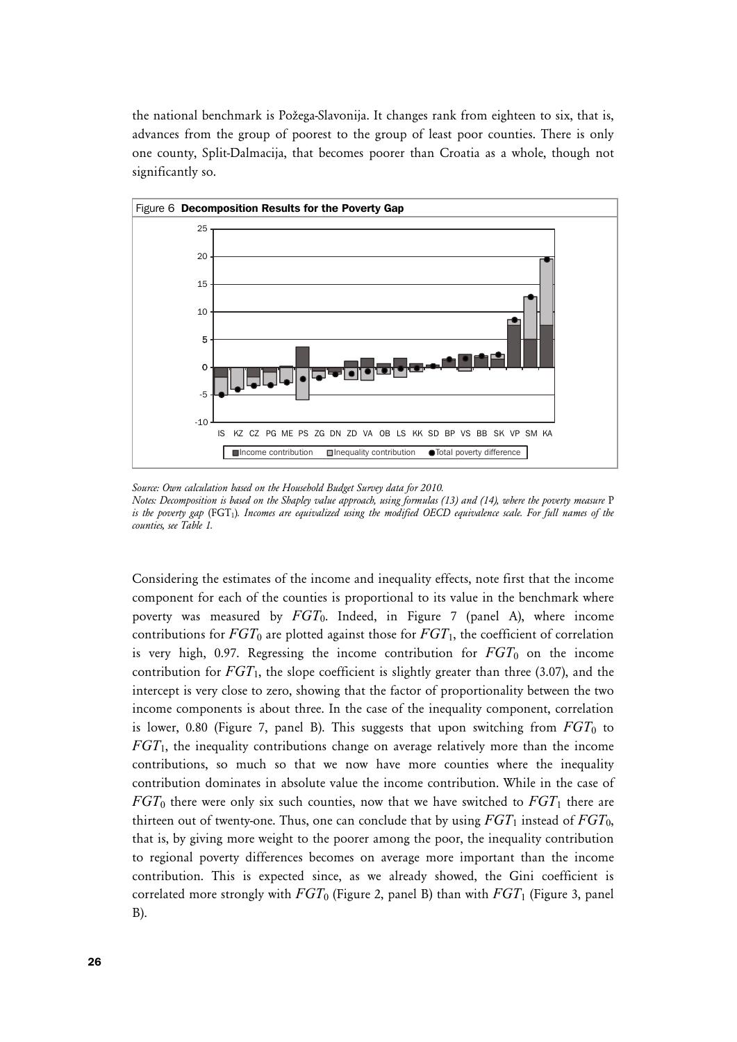the national benchmark is Požega-Slavonija. It changes rank from eighteen to six, that is, advances from the group of poorest to the group of least poor counties. There is only one county, Split-Dalmacija, that becomes poorer than Croatia as a whole, though not significantly so.

Figure 6 **Decomposition Results for the Poverty Gap**

*Source: Own calculation based on the Household Budget Survey data for 2010.*

*Notes: Decomposition is based on the Shapley value approach, using formulas (13) and (14), where the poverty measure* P *is the poverty gap* ($FGT_1$)*. Incomes are equivalized using the modified OECD equivalence scale. For full names of the counties, see Table 1.*

Considering the estimates of the income and inequality effects, note first that the income component for each of the counties is proportional to its value in the benchmark where poverty was measured by $FGT_0$. Indeed, in Figure 7 (panel A), where income contributions for $FGT_0$ are plotted against those for $FGT_1$, the coefficient of correlation is very high, 0.97. Regressing the income contribution for $FGT_0$ on the income contribution for $FGT_1$, the slope coefficient is slightly greater than three (3.07), and the intercept is very close to zero, showing that the factor of proportionality between the two income components is about three. In the case of the inequality component, correlation is lower, 0.80 (Figure 7, panel B). This suggests that upon switching from $FGT_0$ to $FGT_1$, the inequality contributions change on average relatively more than the income contributions, so much so that we now have more counties where the inequality contribution dominates in absolute value the income contribution. While in the case of $FGT_0$ there were only six such counties, now that we have switched to $FGT_1$ there are thirteen out of twenty-one. Thus, one can conclude that by using $FGT_1$ instead of $FGT_0$, that is, by giving more weight to the poorer among the poor, the inequality contribution to regional poverty differences becomes on average more important than the income contribution. This is expected since, as we already showed, the Gini coefficient is correlated more strongly with $FGT_0$ (Figure 2, panel B) than with $FGT_1$ (Figure 3, panel B).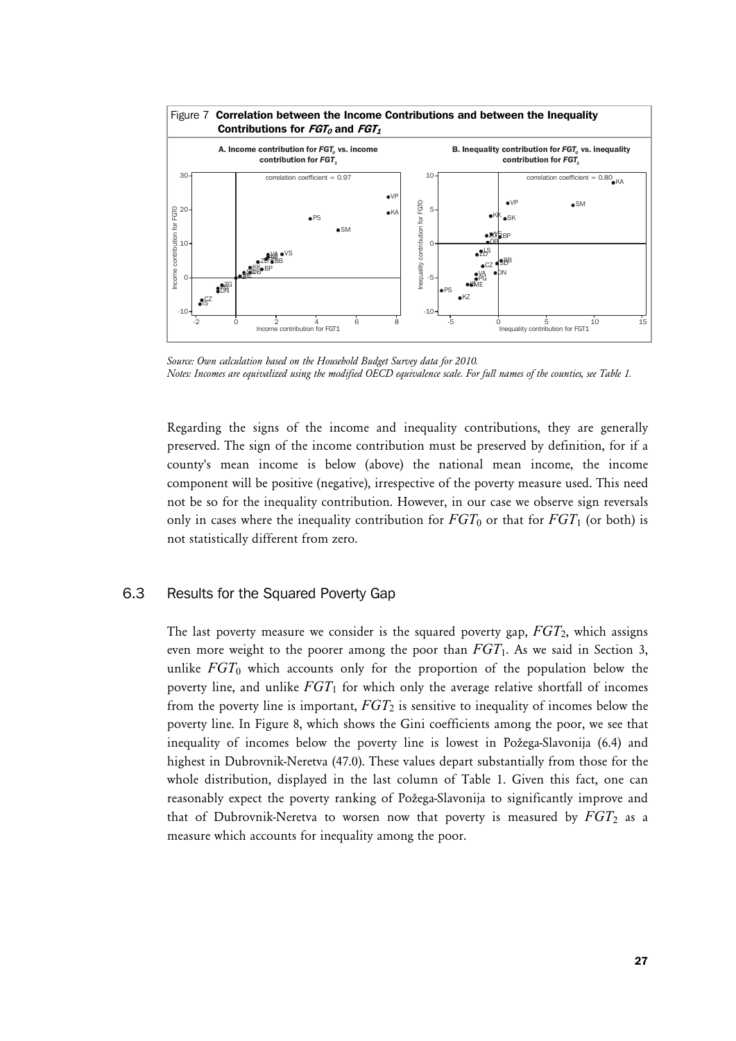Figure 7 **Correlation between the Income Contributions and between the Inequality Contributions for $FGT_0$ and $FGT_1$**

*Source: Own calculation based on the Household Budget Survey data for 2010.*
*Notes: Incomes are equivalized using the modified OECD equivalence scale. For full names of the counties, see Table 1.*

Regarding the signs of the income and inequality contributions, they are generally preserved. The sign of the income contribution must be preserved by definition, for if a county's mean income is below (above) the national mean income, the income component will be positive (negative), irrespective of the poverty measure used. This need not be so for the inequality contribution. However, in our case we observe sign reversals only in cases where the inequality contribution for $FGT_0$ or that for $FGT_1$ (or both) is not statistically different from zero.

## 6.3 Results for the Squared Poverty Gap

The last poverty measure we consider is the squared poverty gap, $FGT_2$, which assigns even more weight to the poorer among the poor than $FGT_1$. As we said in Section 3, unlike $FGT_0$ which accounts only for the proportion of the population below the poverty line, and unlike $FGT_1$ for which only the average relative shortfall of incomes from the poverty line is important, $FGT_2$ is sensitive to inequality of incomes below the poverty line. In Figure 8, which shows the Gini coefficients among the poor, we see that inequality of incomes below the poverty line is lowest in Požega-Slavonija (6.4) and highest in Dubrovnik-Neretva (47.0). These values depart substantially from those for the whole distribution, displayed in the last column of Table 1. Given this fact, one can reasonably expect the poverty ranking of Požega-Slavonija to significantly improve and that of Dubrovnik-Neretva to worsen now that poverty is measured by $FGT_2$ as a measure which accounts for inequality among the poor.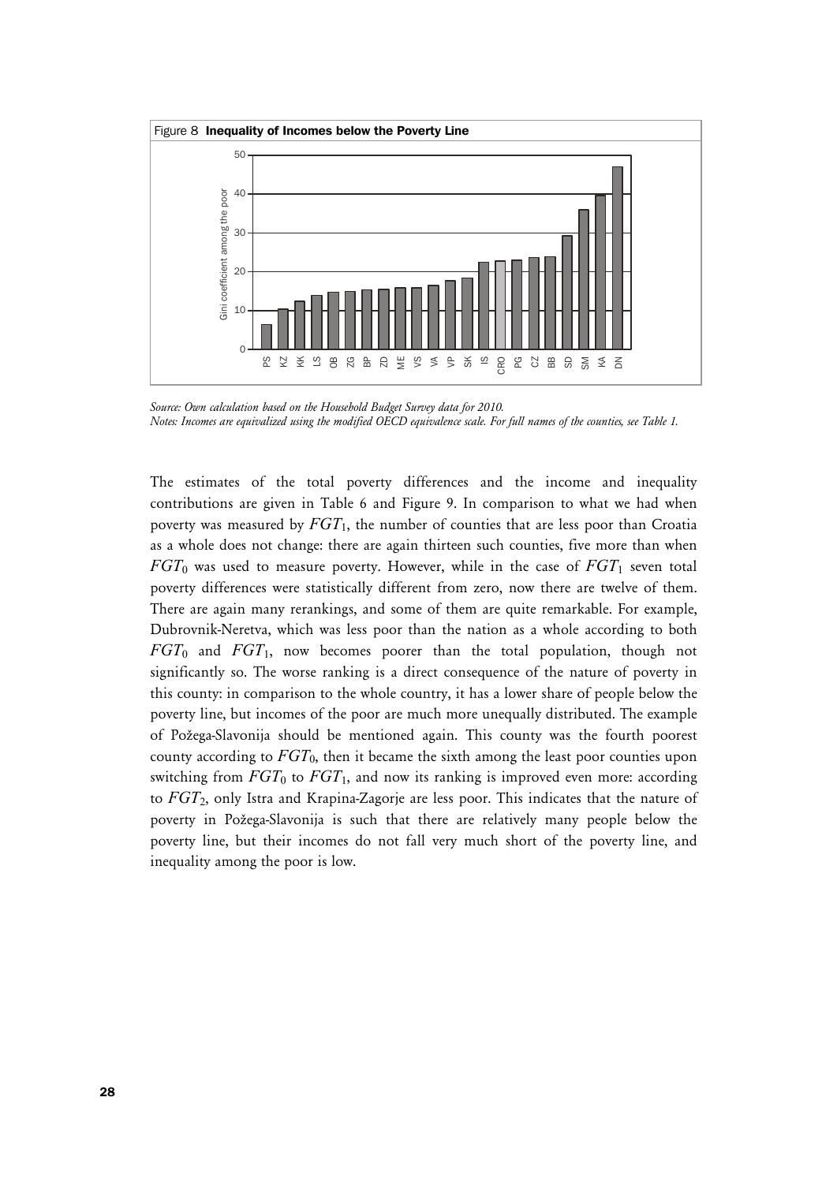Figure 8 **Inequality of Incomes below the Poverty Line**

*Source: Own calculation based on the Household Budget Survey data for 2010.*
*Notes: Incomes are equivalized using the modified OECD equivalence scale. For full names of the counties, see Table 1.*

The estimates of the total poverty differences and the income and inequality contributions are given in Table 6 and Figure 9. In comparison to what we had when poverty was measured by $FGT_1$, the number of counties that are less poor than Croatia as a whole does not change: there are again thirteen such counties, five more than when $FGT_0$ was used to measure poverty. However, while in the case of $FGT_1$ seven total poverty differences were statistically different from zero, now there are twelve of them. There are again many rerankings, and some of them are quite remarkable. For example, Dubrovnik-Neretva, which was less poor than the nation as a whole according to both $FGT_0$ and $FGT_1$, now becomes poorer than the total population, though not significantly so. The worse ranking is a direct consequence of the nature of poverty in this county: in comparison to the whole country, it has a lower share of people below the poverty line, but incomes of the poor are much more unequally distributed. The example of Požega-Slavonija should be mentioned again. This county was the fourth poorest county according to $FGT_0$, then it became the sixth among the least poor counties upon switching from $FGT_0$ to $FGT_1$, and now its ranking is improved even more: according to $FGT_2$, only Istra and Krapina-Zagorje are less poor. This indicates that the nature of poverty in Požega-Slavonija is such that there are relatively many people below the poverty line, but their incomes do not fall very much short of the poverty line, and inequality among the poor is low.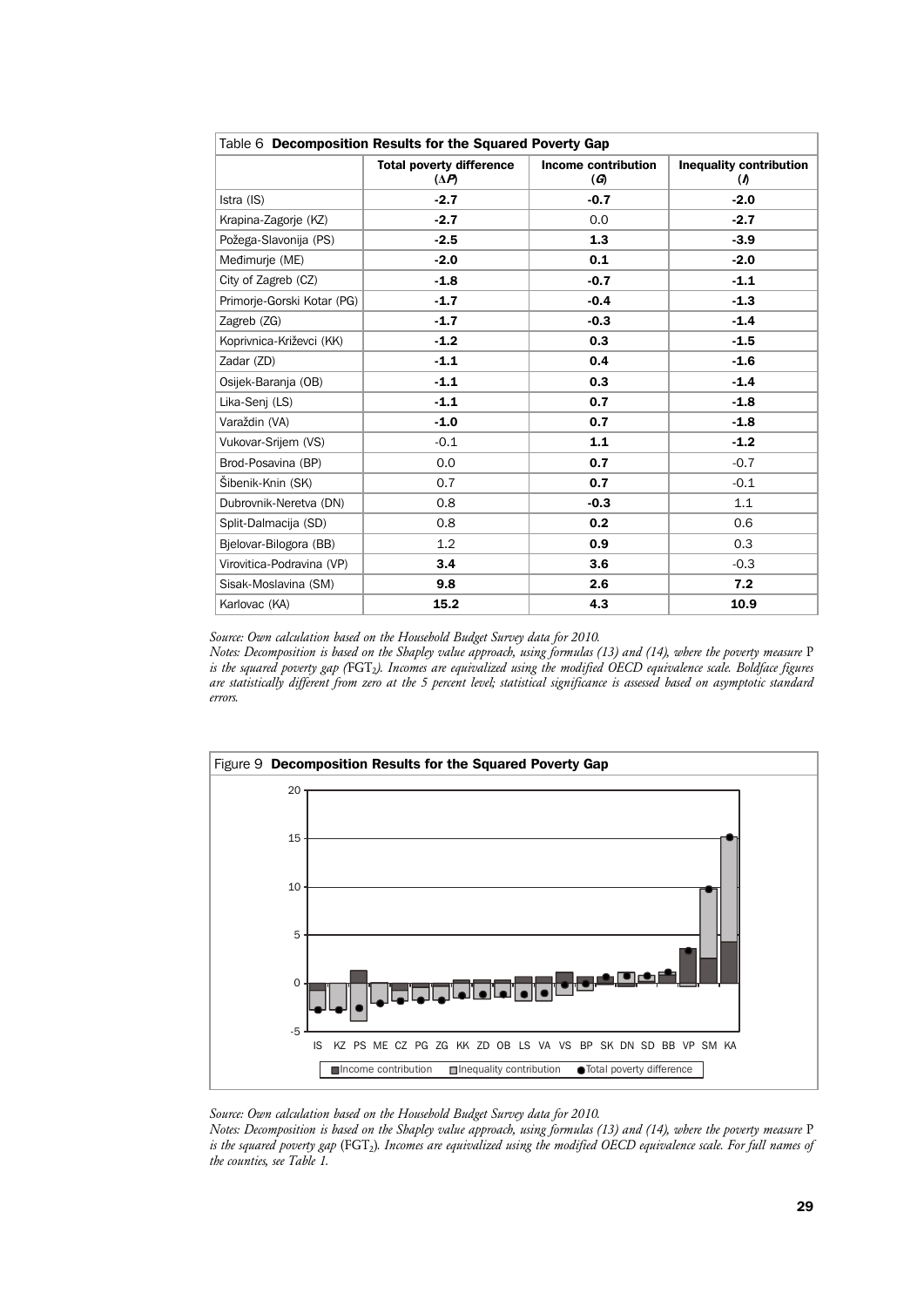Table 6 **Decomposition Results for the Squared Poverty Gap**

| | Total poverty difference ($\Delta P$) | Income contribution ($G$) | Inequality contribution ($I$) |
|---|---|---|---|
| Istra (IS) | **-2.7** | **-0.7** | **-2.0** |
| Krapina-Zagorje (KZ) | **-2.7** | 0.0 | **-2.7** |
| Požega-Slavonija (PS) | **-2.5** | **1.3** | **-3.9** |
| Međimurje (ME) | **-2.0** | **0.1** | **-2.0** |
| City of Zagreb (CZ) | **-1.8** | **-0.7** | **-1.1** |
| Primorje-Gorski Kotar (PG) | **-1.7** | **-0.4** | **-1.3** |
| Zagreb (ZG) | **-1.7** | **-0.3** | **-1.4** |
| Koprivnica-Križevci (KK) | **-1.2** | **0.3** | **-1.5** |
| Zadar (ZD) | **-1.1** | **0.4** | **-1.6** |
| Osijek-Baranja (OB) | **-1.1** | **0.3** | **-1.4** |
| Lika-Senj (LS) | **-1.1** | **0.7** | **-1.8** |
| Varaždin (VA) | **-1.0** | **0.7** | **-1.8** |
| Vukovar-Srijem (VS) | -0.1 | **1.1** | **-1.2** |
| Brod-Posavina (BP) | 0.0 | **0.7** | -0.7 |
| Šibenik-Knin (SK) | 0.7 | **0.7** | -0.1 |
| Dubrovnik-Neretva (DN) | 0.8 | **-0.3** | 1.1 |
| Split-Dalmacija (SD) | 0.8 | **0.2** | 0.6 |
| Bjelovar-Bilogora (BB) | 1.2 | **0.9** | 0.3 |
| Virovitica-Podravina (VP) | **3.4** | **3.6** | -0.3 |
| Sisak-Moslavina (SM) | **9.8** | **2.6** | **7.2** |
| Karlovac (KA) | **15.2** | **4.3** | **10.9** |

*Source: Own calculation based on the Household Budget Survey data for 2010.*

*Notes: Decomposition is based on the Shapley value approach, using formulas (13) and (14), where the poverty measure* P *is the squared poverty gap (*$FGT_2$*). Incomes are equivalized using the modified OECD equivalence scale. Boldface figures are statistically different from zero at the 5 percent level; statistical significance is assessed based on asymptotic standard errors.*

Figure 9 **Decomposition Results for the Squared Poverty Gap**

*Source: Own calculation based on the Household Budget Survey data for 2010.*

*Notes: Decomposition is based on the Shapley value approach, using formulas (13) and (14), where the poverty measure* P *is the squared poverty gap (*$FGT_2$*). Incomes are equivalized using the modified OECD equivalence scale. For full names of the counties, see Table 1.*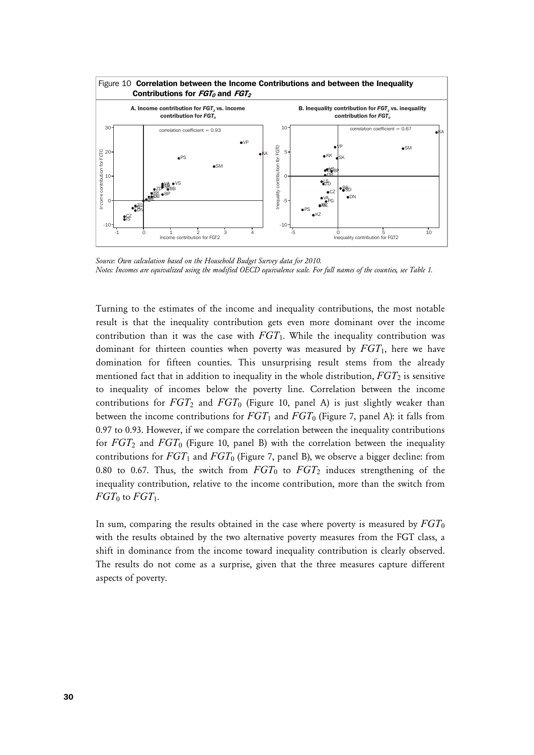Figure 10 **Correlation between the Income Contributions and between the Inequality Contributions for $FGT_0$ and $FGT_2$**

*Source: Own calculation based on the Household Budget Survey data for 2010.*
*Notes: Incomes are equivalized using the modified OECD equivalence scale. For full names of the counties, see Table 1.*

Turning to the estimates of the income and inequality contributions, the most notable result is that the inequality contribution gets even more dominant over the income contribution than it was the case with $FGT_1$. While the inequality contribution was dominant for thirteen counties when poverty was measured by $FGT_1$, here we have domination for fifteen counties. This unsurprising result stems from the already mentioned fact that in addition to inequality in the whole distribution, $FGT_2$ is sensitive to inequality of incomes below the poverty line. Correlation between the income contributions for $FGT_2$ and $FGT_0$ (Figure 10, panel A) is just slightly weaker than between the income contributions for $FGT_1$ and $FGT_0$ (Figure 7, panel A): it falls from 0.97 to 0.93. However, if we compare the correlation between the inequality contributions for $FGT_2$ and $FGT_0$ (Figure 10, panel B) with the correlation between the inequality contributions for $FGT_1$ and $FGT_0$ (Figure 7, panel B), we observe a bigger decline: from 0.80 to 0.67. Thus, the switch from $FGT_0$ to $FGT_2$ induces strengthening of the inequality contribution, relative to the income contribution, more than the switch from $FGT_0$ to $FGT_1$.

In sum, comparing the results obtained in the case where poverty is measured by $FGT_0$ with the results obtained by the two alternative poverty measures from the FGT class, a shift in dominance from the income toward inequality contribution is clearly observed. The results do not come as a surprise, given that the three measures capture different aspects of poverty.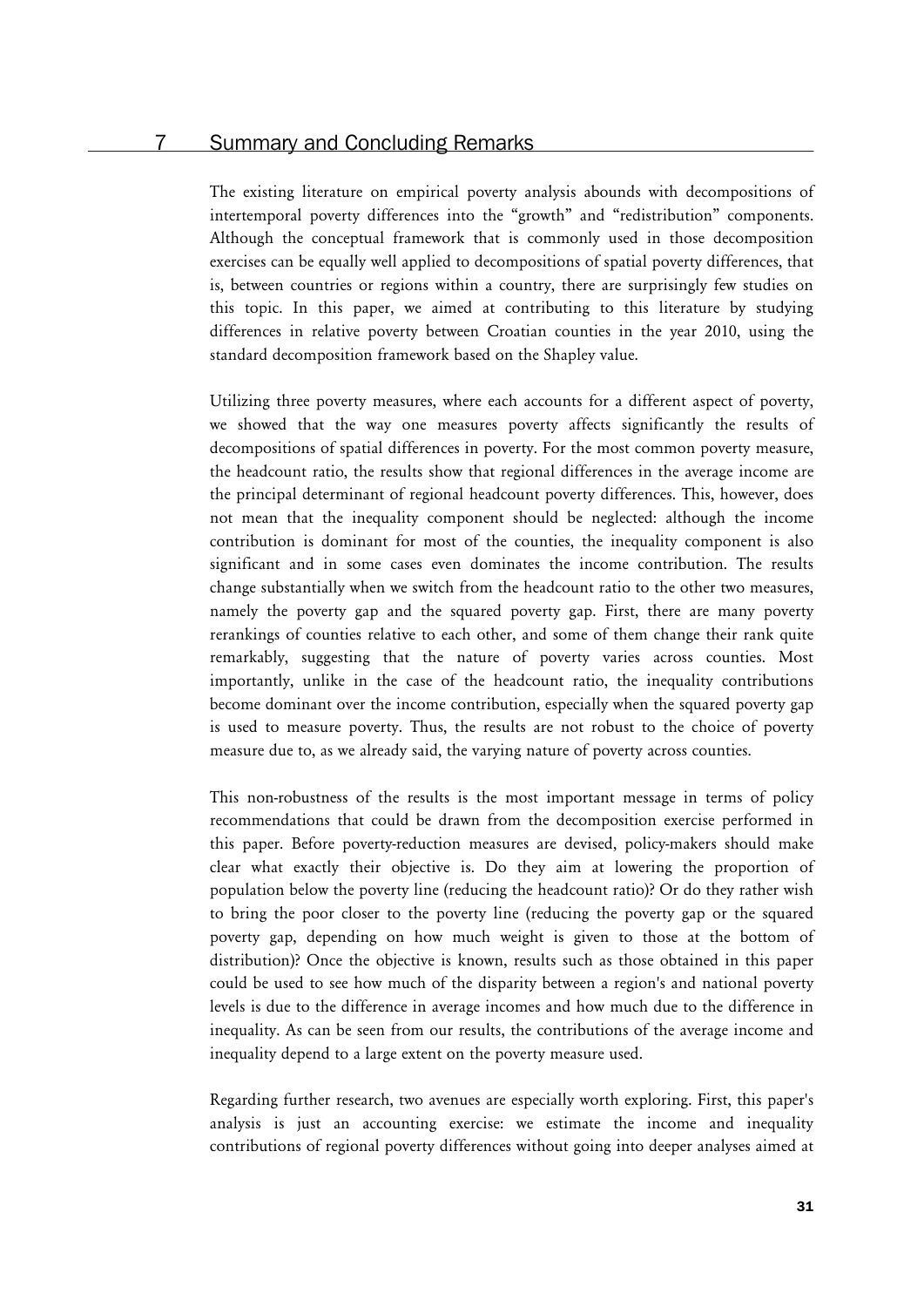## 7 Summary and Concluding Remarks

The existing literature on empirical poverty analysis abounds with decompositions of intertemporal poverty differences into the "growth" and "redistribution" components. Although the conceptual framework that is commonly used in those decomposition exercises can be equally well applied to decompositions of spatial poverty differences, that is, between countries or regions within a country, there are surprisingly few studies on this topic. In this paper, we aimed at contributing to this literature by studying differences in relative poverty between Croatian counties in the year 2010, using the standard decomposition framework based on the Shapley value.

Utilizing three poverty measures, where each accounts for a different aspect of poverty, we showed that the way one measures poverty affects significantly the results of decompositions of spatial differences in poverty. For the most common poverty measure, the headcount ratio, the results show that regional differences in the average income are the principal determinant of regional headcount poverty differences. This, however, does not mean that the inequality component should be neglected: although the income contribution is dominant for most of the counties, the inequality component is also significant and in some cases even dominates the income contribution. The results change substantially when we switch from the headcount ratio to the other two measures, namely the poverty gap and the squared poverty gap. First, there are many poverty rerankings of counties relative to each other, and some of them change their rank quite remarkably, suggesting that the nature of poverty varies across counties. Most importantly, unlike in the case of the headcount ratio, the inequality contributions become dominant over the income contribution, especially when the squared poverty gap is used to measure poverty. Thus, the results are not robust to the choice of poverty measure due to, as we already said, the varying nature of poverty across counties.

This non-robustness of the results is the most important message in terms of policy recommendations that could be drawn from the decomposition exercise performed in this paper. Before poverty-reduction measures are devised, policy-makers should make clear what exactly their objective is. Do they aim at lowering the proportion of population below the poverty line (reducing the headcount ratio)? Or do they rather wish to bring the poor closer to the poverty line (reducing the poverty gap or the squared poverty gap, depending on how much weight is given to those at the bottom of distribution)? Once the objective is known, results such as those obtained in this paper could be used to see how much of the disparity between a region's and national poverty levels is due to the difference in average incomes and how much due to the difference in inequality. As can be seen from our results, the contributions of the average income and inequality depend to a large extent on the poverty measure used.

Regarding further research, two avenues are especially worth exploring. First, this paper's analysis is just an accounting exercise: we estimate the income and inequality contributions of regional poverty differences without going into deeper analyses aimed at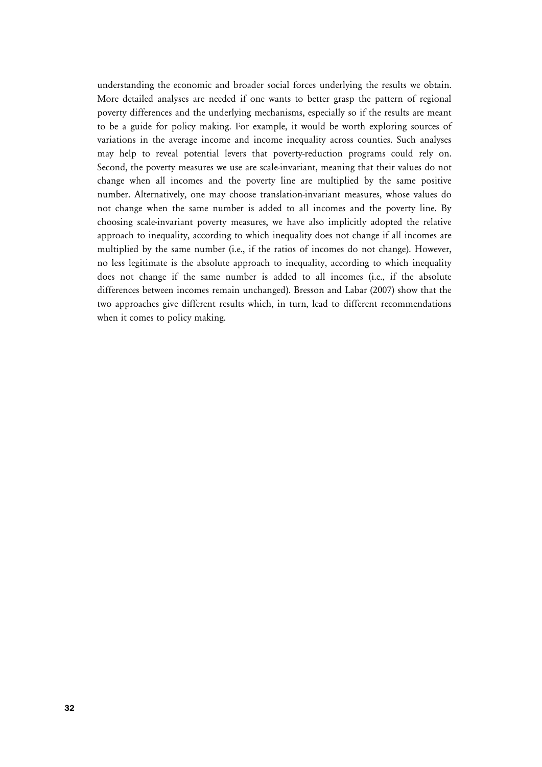understanding the economic and broader social forces underlying the results we obtain. More detailed analyses are needed if one wants to better grasp the pattern of regional poverty differences and the underlying mechanisms, especially so if the results are meant to be a guide for policy making. For example, it would be worth exploring sources of variations in the average income and income inequality across counties. Such analyses may help to reveal potential levers that poverty-reduction programs could rely on. Second, the poverty measures we use are scale-invariant, meaning that their values do not change when all incomes and the poverty line are multiplied by the same positive number. Alternatively, one may choose translation-invariant measures, whose values do not change when the same number is added to all incomes and the poverty line. By choosing scale-invariant poverty measures, we have also implicitly adopted the relative approach to inequality, according to which inequality does not change if all incomes are multiplied by the same number (i.e., if the ratios of incomes do not change). However, no less legitimate is the absolute approach to inequality, according to which inequality does not change if the same number is added to all incomes (i.e., if the absolute differences between incomes remain unchanged). Bresson and Labar (2007) show that the two approaches give different results which, in turn, lead to different recommendations when it comes to policy making.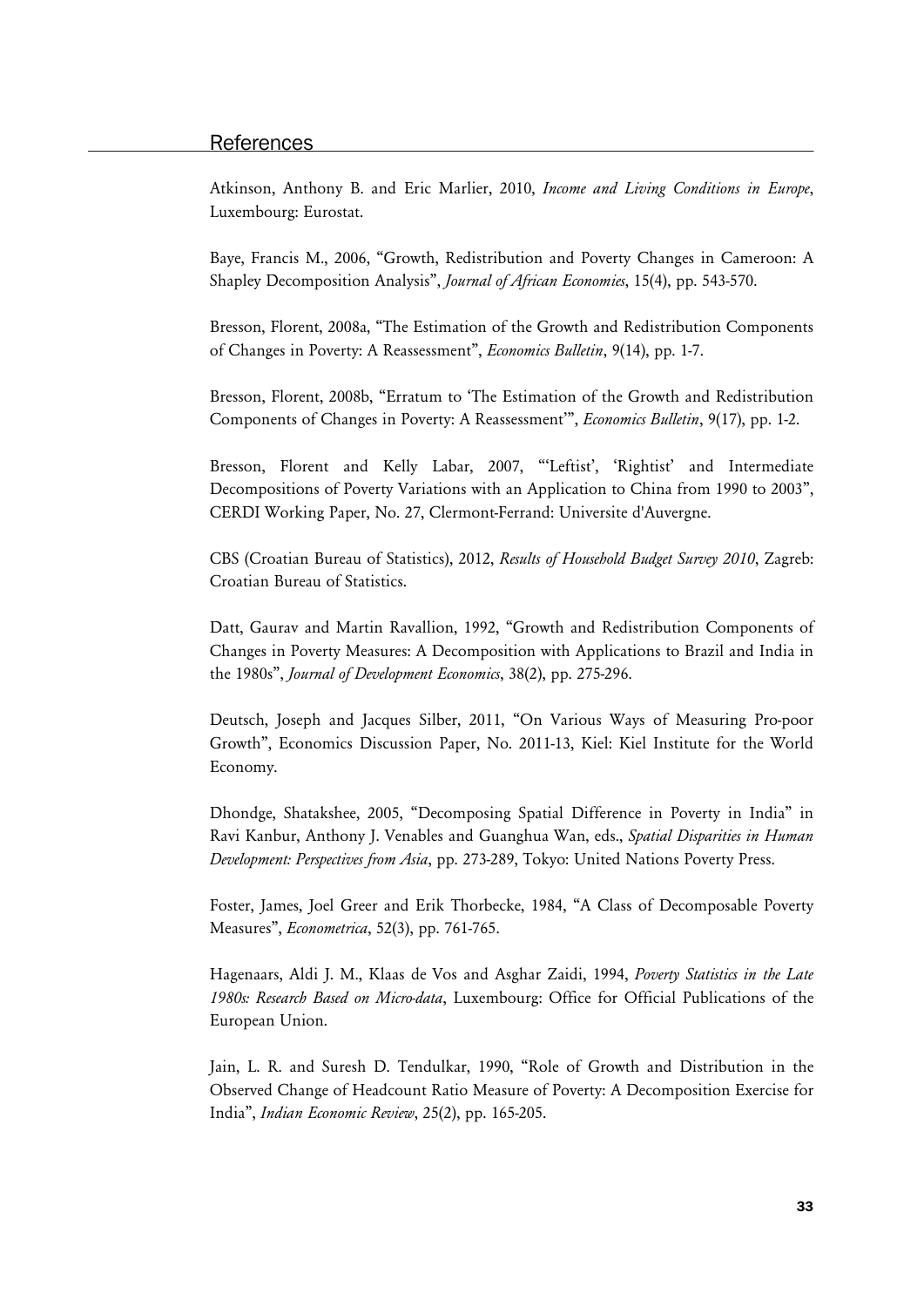## References

Atkinson, Anthony B. and Eric Marlier, 2010, *Income and Living Conditions in Europe*, Luxembourg: Eurostat.

Baye, Francis M., 2006, "Growth, Redistribution and Poverty Changes in Cameroon: A Shapley Decomposition Analysis", *Journal of African Economies*, 15(4), pp. 543-570.

Bresson, Florent, 2008a, "The Estimation of the Growth and Redistribution Components of Changes in Poverty: A Reassessment", *Economics Bulletin*, 9(14), pp. 1-7.

Bresson, Florent, 2008b, "Erratum to 'The Estimation of the Growth and Redistribution Components of Changes in Poverty: A Reassessment'", *Economics Bulletin*, 9(17), pp. 1-2.

Bresson, Florent and Kelly Labar, 2007, "'Leftist', 'Rightist' and Intermediate Decompositions of Poverty Variations with an Application to China from 1990 to 2003", CERDI Working Paper, No. 27, Clermont-Ferrand: Universite d'Auvergne.

CBS (Croatian Bureau of Statistics), 2012, *Results of Household Budget Survey 2010*, Zagreb: Croatian Bureau of Statistics.

Datt, Gaurav and Martin Ravallion, 1992, "Growth and Redistribution Components of Changes in Poverty Measures: A Decomposition with Applications to Brazil and India in the 1980s", *Journal of Development Economics*, 38(2), pp. 275-296.

Deutsch, Joseph and Jacques Silber, 2011, "On Various Ways of Measuring Pro-poor Growth", Economics Discussion Paper, No. 2011-13, Kiel: Kiel Institute for the World Economy.

Dhondge, Shatakshee, 2005, "Decomposing Spatial Difference in Poverty in India" in Ravi Kanbur, Anthony J. Venables and Guanghua Wan, eds., *Spatial Disparities in Human Development: Perspectives from Asia*, pp. 273-289, Tokyo: United Nations Poverty Press.

Foster, James, Joel Greer and Erik Thorbecke, 1984, "A Class of Decomposable Poverty Measures", *Econometrica*, 52(3), pp. 761-765.

Hagenaars, Aldi J. M., Klaas de Vos and Asghar Zaidi, 1994, *Poverty Statistics in the Late 1980s: Research Based on Micro-data*, Luxembourg: Office for Official Publications of the European Union.

Jain, L. R. and Suresh D. Tendulkar, 1990, "Role of Growth and Distribution in the Observed Change of Headcount Ratio Measure of Poverty: A Decomposition Exercise for India", *Indian Economic Review*, 25(2), pp. 165-205.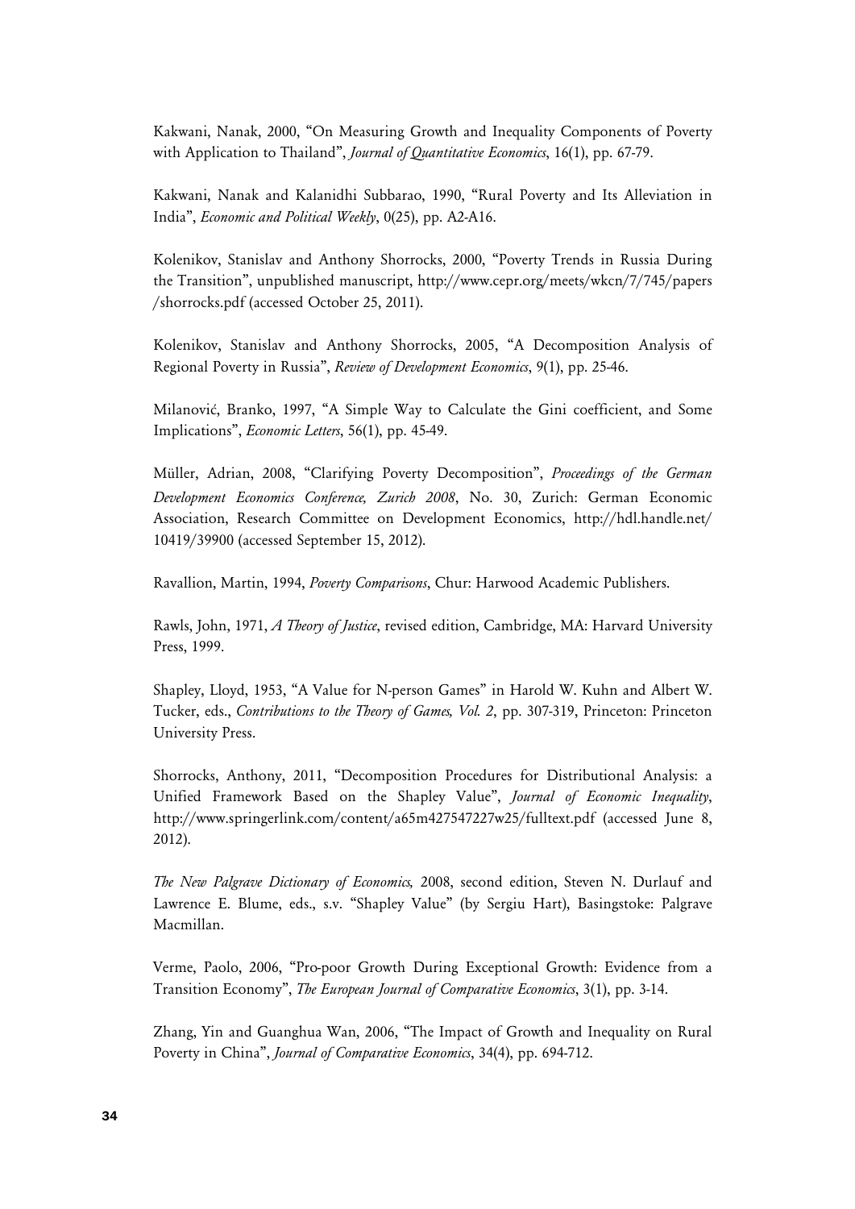Kakwani, Nanak, 2000, "On Measuring Growth and Inequality Components of Poverty with Application to Thailand", *Journal of Quantitative Economics*, 16(1), pp. 67-79.

Kakwani, Nanak and Kalanidhi Subbarao, 1990, "Rural Poverty and Its Alleviation in India", *Economic and Political Weekly*, 0(25), pp. A2-A16.

Kolenikov, Stanislav and Anthony Shorrocks, 2000, "Poverty Trends in Russia During the Transition", unpublished manuscript, http://www.cepr.org/meets/wkcn/7/745/papers/shorrocks.pdf (accessed October 25, 2011).

Kolenikov, Stanislav and Anthony Shorrocks, 2005, "A Decomposition Analysis of Regional Poverty in Russia", *Review of Development Economics*, 9(1), pp. 25-46.

Milanović, Branko, 1997, "A Simple Way to Calculate the Gini coefficient, and Some Implications", *Economic Letters*, 56(1), pp. 45-49.

Müller, Adrian, 2008, "Clarifying Poverty Decomposition", *Proceedings of the German Development Economics Conference, Zurich 2008*, No. 30, Zurich: German Economic Association, Research Committee on Development Economics, http://hdl.handle.net/10419/39900 (accessed September 15, 2012).

Ravallion, Martin, 1994, *Poverty Comparisons*, Chur: Harwood Academic Publishers.

Rawls, John, 1971, *A Theory of Justice*, revised edition, Cambridge, MA: Harvard University Press, 1999.

Shapley, Lloyd, 1953, "A Value for N-person Games" in Harold W. Kuhn and Albert W. Tucker, eds., *Contributions to the Theory of Games, Vol. 2*, pp. 307-319, Princeton: Princeton University Press.

Shorrocks, Anthony, 2011, "Decomposition Procedures for Distributional Analysis: a Unified Framework Based on the Shapley Value", *Journal of Economic Inequality*, http://www.springerlink.com/content/a65m427547227w25/fulltext.pdf (accessed June 8, 2012).

*The New Palgrave Dictionary of Economics,* 2008, second edition, Steven N. Durlauf and Lawrence E. Blume, eds., s.v. "Shapley Value" (by Sergiu Hart), Basingstoke: Palgrave Macmillan.

Verme, Paolo, 2006, "Pro-poor Growth During Exceptional Growth: Evidence from a Transition Economy", *The European Journal of Comparative Economics*, 3(1), pp. 3-14.

Zhang, Yin and Guanghua Wan, 2006, "The Impact of Growth and Inequality on Rural Poverty in China", *Journal of Comparative Economics*, 34(4), pp. 694-712.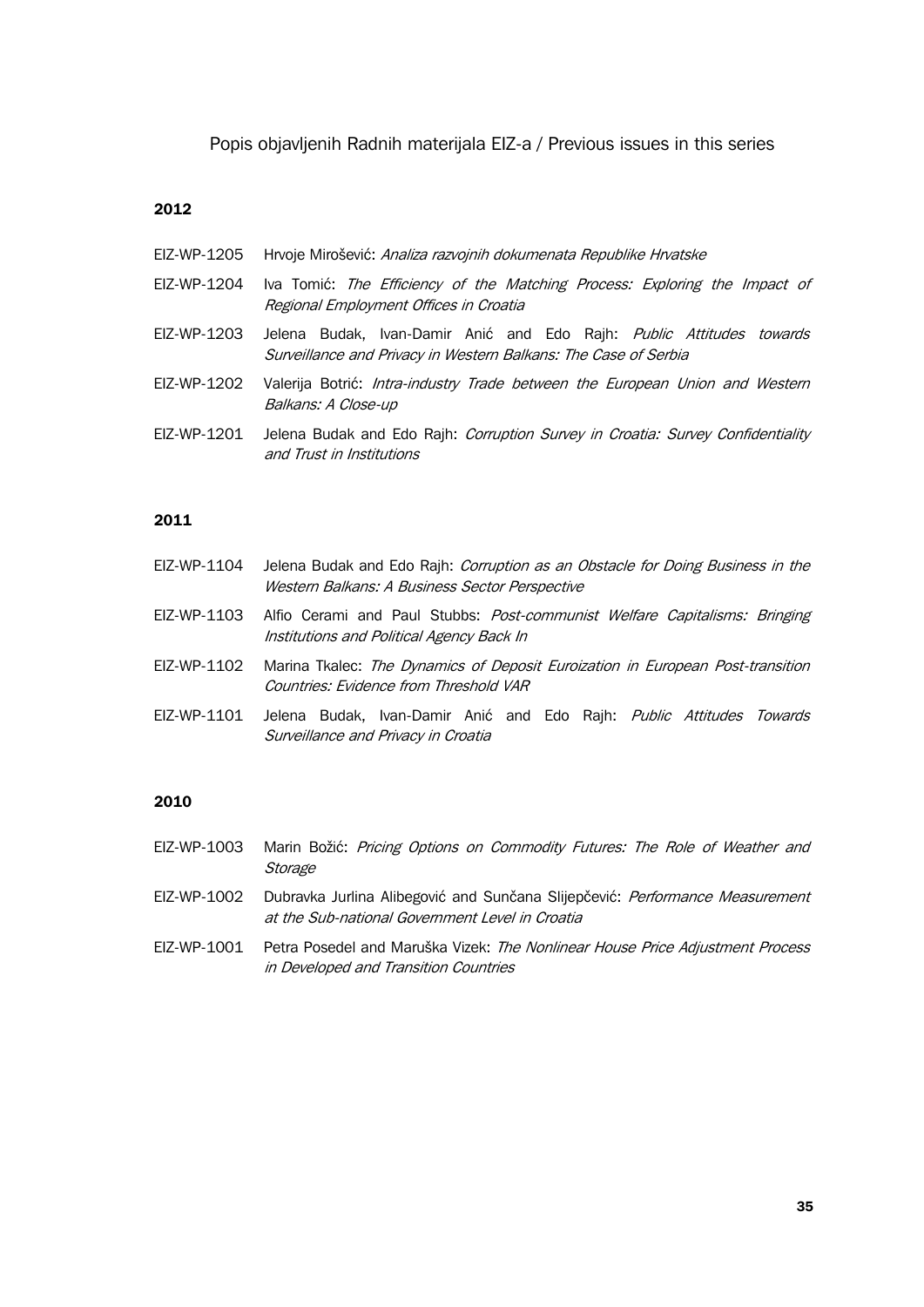# Popis objavljenih Radnih materijala EIZ-a / Previous issues in this series

## 2012

EIZ-WP-1205 Hrvoje Mirošević: *Analiza razvojnih dokumenata Republike Hrvatske*

EIZ-WP-1204 Iva Tomić: *The Efficiency of the Matching Process: Exploring the Impact of Regional Employment Offices in Croatia*

EIZ-WP-1203 Jelena Budak, Ivan-Damir Anić and Edo Rajh: *Public Attitudes towards Surveillance and Privacy in Western Balkans: The Case of Serbia*

EIZ-WP-1202 Valerija Botrić: *Intra-industry Trade between the European Union and Western Balkans: A Close-up*

EIZ-WP-1201 Jelena Budak and Edo Rajh: *Corruption Survey in Croatia: Survey Confidentiality and Trust in Institutions*

## 2011

EIZ-WP-1104 Jelena Budak and Edo Rajh: *Corruption as an Obstacle for Doing Business in the Western Balkans: A Business Sector Perspective*

EIZ-WP-1103 Alfio Cerami and Paul Stubbs: *Post-communist Welfare Capitalisms: Bringing Institutions and Political Agency Back In*

EIZ-WP-1102 Marina Tkalec: *The Dynamics of Deposit Euroization in European Post-transition Countries: Evidence from Threshold VAR*

EIZ-WP-1101 Jelena Budak, Ivan-Damir Anić and Edo Rajh: *Public Attitudes Towards Surveillance and Privacy in Croatia*

## 2010

EIZ-WP-1003 Marin Božić: *Pricing Options on Commodity Futures: The Role of Weather and Storage*

EIZ-WP-1002 Dubravka Jurlina Alibegović and Sunčana Slijepčević: *Performance Measurement at the Sub-national Government Level in Croatia*

EIZ-WP-1001 Petra Posedel and Maruška Vizek: *The Nonlinear House Price Adjustment Process in Developed and Transition Countries*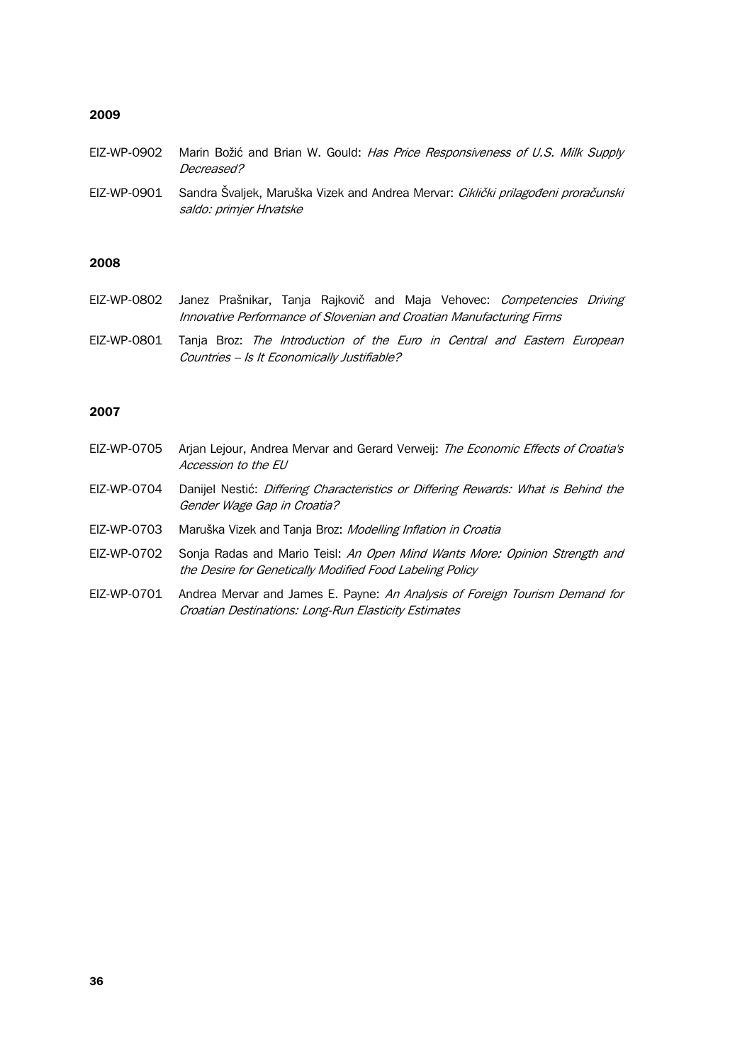## 2009

EIZ-WP-0902 Marin Božić and Brian W. Gould: *Has Price Responsiveness of U.S. Milk Supply Decreased?*

EIZ-WP-0901 Sandra Švaljek, Maruška Vizek and Andrea Mervar: *Ciklički prilagođeni proračunski saldo: primjer Hrvatske*

## 2008

EIZ-WP-0802 Janez Prašnikar, Tanja Rajkovič and Maja Vehovec: *Competencies Driving Innovative Performance of Slovenian and Croatian Manufacturing Firms*

EIZ-WP-0801 Tanja Broz: *The Introduction of the Euro in Central and Eastern European Countries – Is It Economically Justifiable?*

## 2007

EIZ-WP-0705 Arjan Lejour, Andrea Mervar and Gerard Verweij: *The Economic Effects of Croatia's Accession to the EU*

EIZ-WP-0704 Danijel Nestić: *Differing Characteristics or Differing Rewards: What is Behind the Gender Wage Gap in Croatia?*

EIZ-WP-0703 Maruška Vizek and Tanja Broz: *Modelling Inflation in Croatia*

EIZ-WP-0702 Sonja Radas and Mario Teisl: *An Open Mind Wants More: Opinion Strength and the Desire for Genetically Modified Food Labeling Policy*

EIZ-WP-0701 Andrea Mervar and James E. Payne: *An Analysis of Foreign Tourism Demand for Croatian Destinations: Long-Run Elasticity Estimates*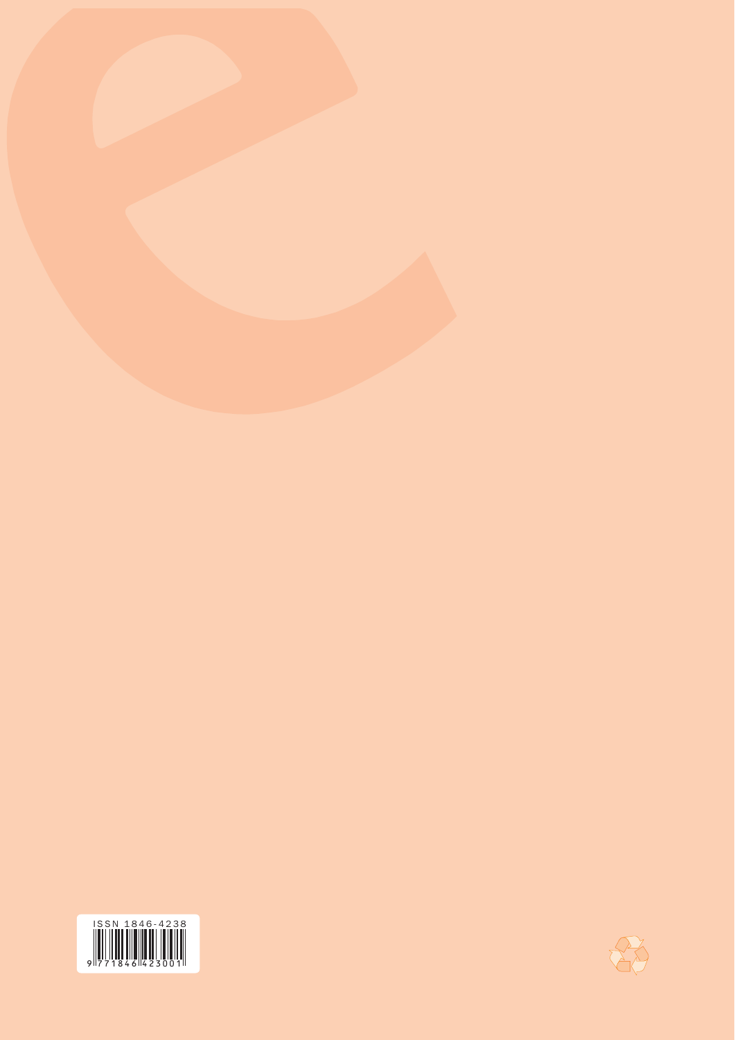ISSN 1846-4238

9 771846 423001